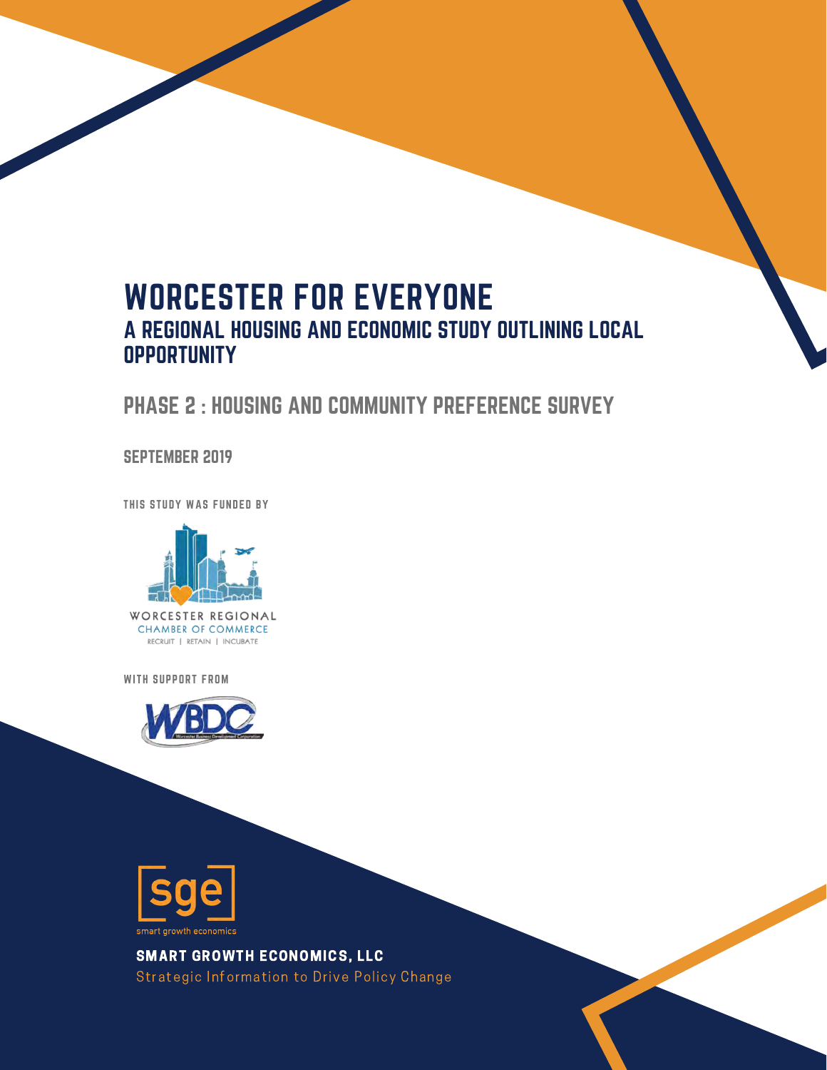# WORCESTER FOR EVERYONE

## A REGIONAL HOUSING AND ECONOMIC STUDY OUTLINING LOCAL OPPORTUNITY

## PHASE 2 : HOUSING AND COMMUNITY PREFERENCE SURVEY

SEPTEMBER 2019

THIS STUDY WAS FUNDED BY

WORCESTER REGIONAL CHAMBER OF COMMERCE

RECRUIT | RETAIN | INCUBATE

WITH SUPPORT FROM

WBDC

Worcester Business Development Corporation

sge

smart growth economics

**SMART GROWTH ECONOMICS, LLC**

Strategic Information to Drive Policy Change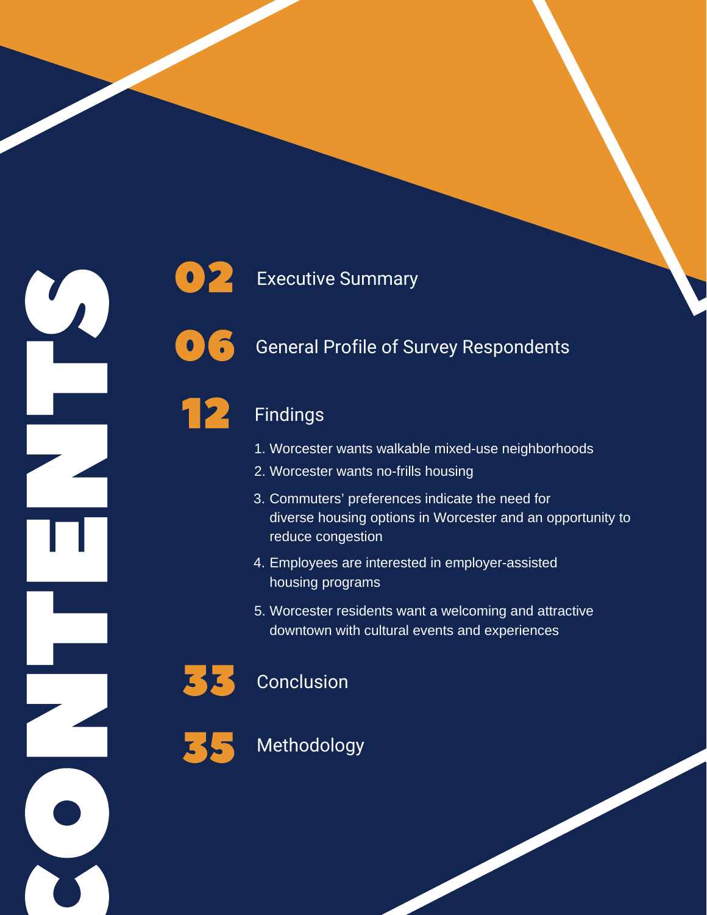# CONTENTS

02 Executive Summary

06 General Profile of Survey Respondents

12 Findings

1. Worcester wants walkable mixed-use neighborhoods
2. Worcester wants no-frills housing
3. Commuters' preferences indicate the need for diverse housing options in Worcester and an opportunity to reduce congestion
4. Employees are interested in employer-assisted housing programs
5. Worcester residents want a welcoming and attractive downtown with cultural events and experiences

33 Conclusion

35 Methodology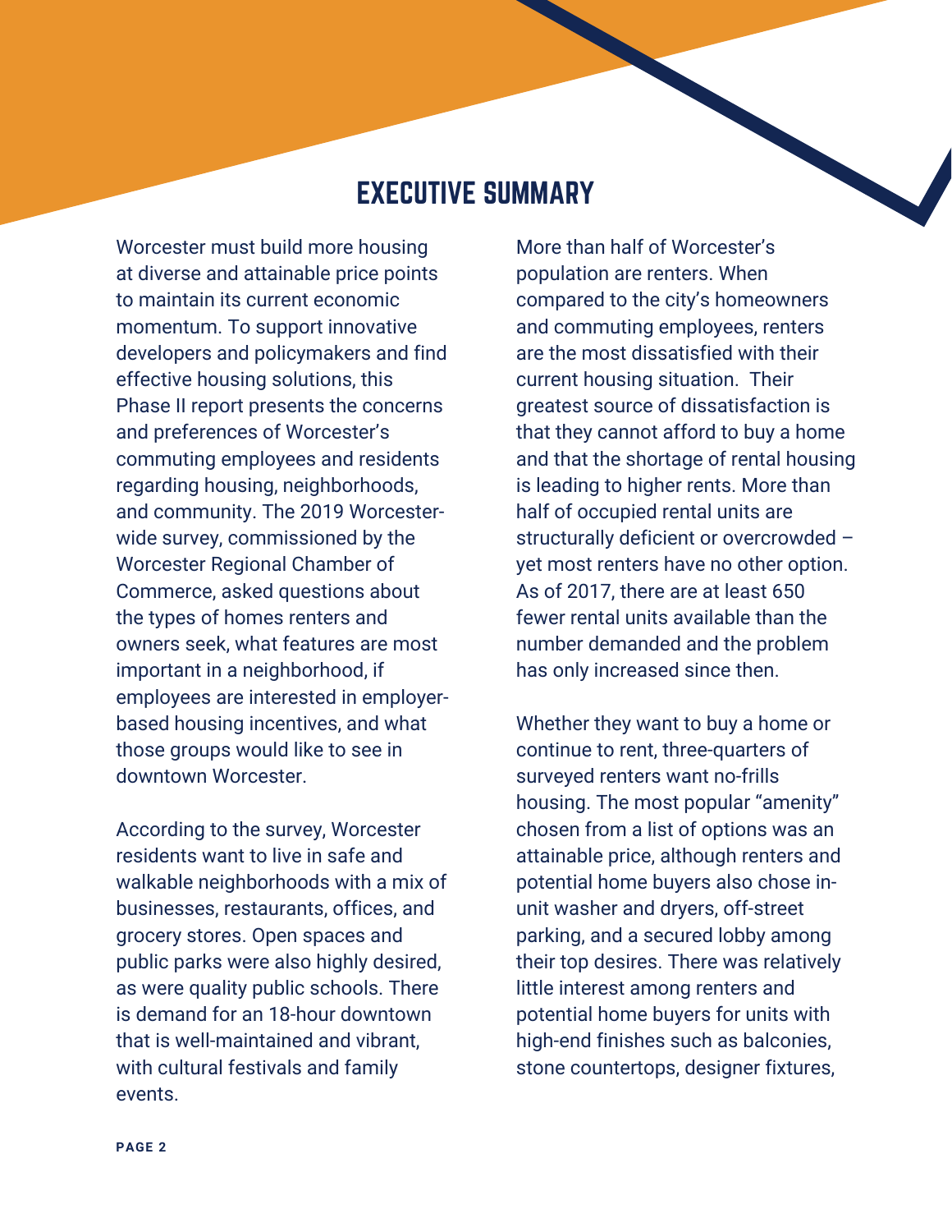# EXECUTIVE SUMMARY

Worcester must build more housing at diverse and attainable price points to maintain its current economic momentum. To support innovative developers and policymakers and find effective housing solutions, this Phase II report presents the concerns and preferences of Worcester's commuting employees and residents regarding housing, neighborhoods, and community. The 2019 Worcester-wide survey, commissioned by the Worcester Regional Chamber of Commerce, asked questions about the types of homes renters and owners seek, what features are most important in a neighborhood, if employees are interested in employer-based housing incentives, and what those groups would like to see in downtown Worcester.

According to the survey, Worcester residents want to live in safe and walkable neighborhoods with a mix of businesses, restaurants, offices, and grocery stores. Open spaces and public parks were also highly desired, as were quality public schools. There is demand for an 18-hour downtown that is well-maintained and vibrant, with cultural festivals and family events.

More than half of Worcester's population are renters. When compared to the city's homeowners and commuting employees, renters are the most dissatisfied with their current housing situation. Their greatest source of dissatisfaction is that they cannot afford to buy a home and that the shortage of rental housing is leading to higher rents. More than half of occupied rental units are structurally deficient or overcrowded – yet most renters have no other option. As of 2017, there are at least 650 fewer rental units available than the number demanded and the problem has only increased since then.

Whether they want to buy a home or continue to rent, three-quarters of surveyed renters want no-frills housing. The most popular "amenity" chosen from a list of options was an attainable price, although renters and potential home buyers also chose in-unit washer and dryers, off-street parking, and a secured lobby among their top desires. There was relatively little interest among renters and potential home buyers for units with high-end finishes such as balconies, stone countertops, designer fixtures,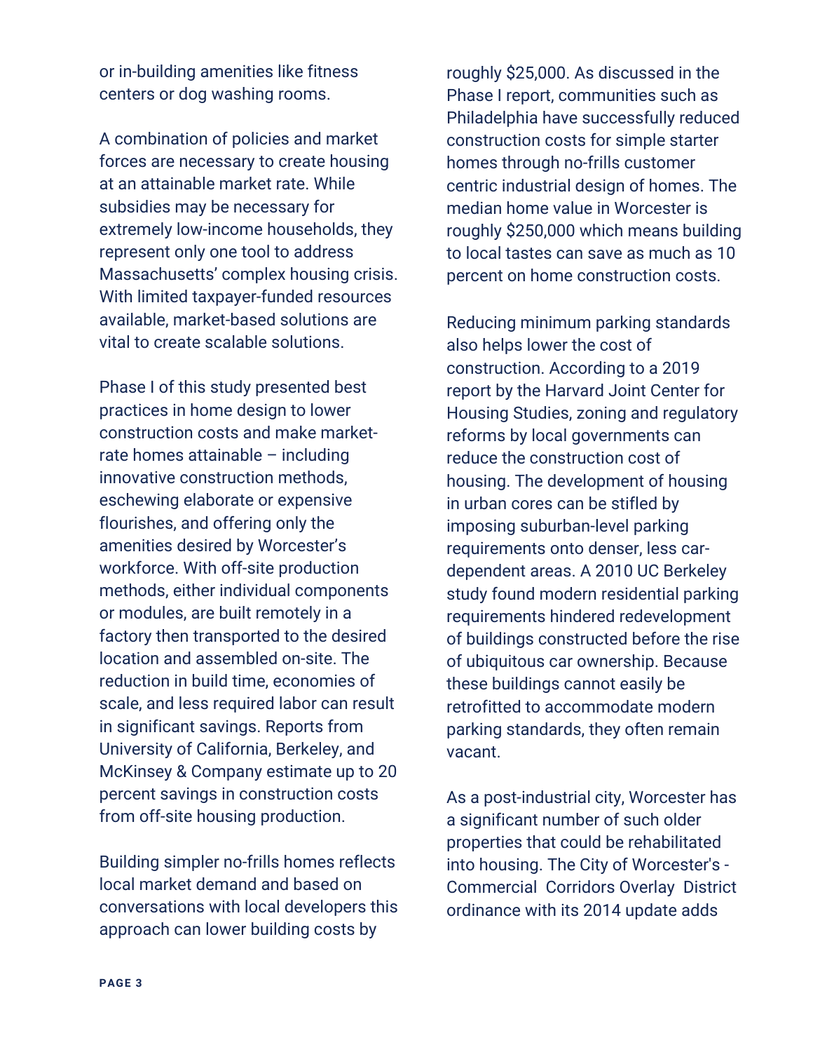or in-building amenities like fitness centers or dog washing rooms.

A combination of policies and market forces are necessary to create housing at an attainable market rate. While subsidies may be necessary for extremely low-income households, they represent only one tool to address Massachusetts' complex housing crisis. With limited taxpayer-funded resources available, market-based solutions are vital to create scalable solutions.

Phase I of this study presented best practices in home design to lower construction costs and make market-rate homes attainable – including innovative construction methods, eschewing elaborate or expensive flourishes, and offering only the amenities desired by Worcester's workforce. With off-site production methods, either individual components or modules, are built remotely in a factory then transported to the desired location and assembled on-site. The reduction in build time, economies of scale, and less required labor can result in significant savings. Reports from University of California, Berkeley, and McKinsey & Company estimate up to 20 percent savings in construction costs from off-site housing production.

Building simpler no-frills homes reflects local market demand and based on conversations with local developers this approach can lower building costs by roughly $25,000. As discussed in the Phase I report, communities such as Philadelphia have successfully reduced construction costs for simple starter homes through no-frills customer centric industrial design of homes. The median home value in Worcester is roughly $250,000 which means building to local tastes can save as much as 10 percent on home construction costs.

Reducing minimum parking standards also helps lower the cost of construction. According to a 2019 report by the Harvard Joint Center for Housing Studies, zoning and regulatory reforms by local governments can reduce the construction cost of housing. The development of housing in urban cores can be stifled by imposing suburban-level parking requirements onto denser, less car-dependent areas. A 2010 UC Berkeley study found modern residential parking requirements hindered redevelopment of buildings constructed before the rise of ubiquitous car ownership. Because these buildings cannot easily be retrofitted to accommodate modern parking standards, they often remain vacant.

As a post-industrial city, Worcester has a significant number of such older properties that could be rehabilitated into housing. The City of Worcester's - Commercial Corridors Overlay District ordinance with its 2014 update adds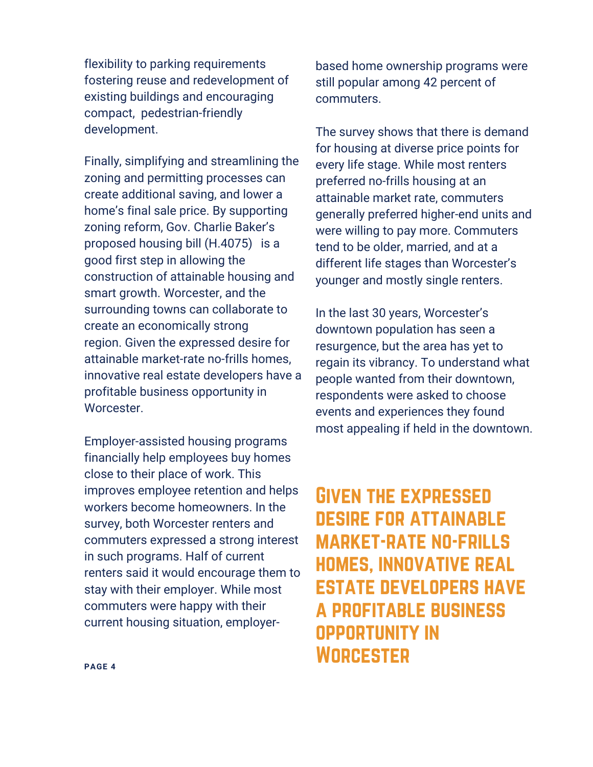flexibility to parking requirements fostering reuse and redevelopment of existing buildings and encouraging compact, pedestrian-friendly development.

Finally, simplifying and streamlining the zoning and permitting processes can create additional saving, and lower a home's final sale price. By supporting zoning reform, Gov. Charlie Baker's proposed housing bill (H.4075) is a good first step in allowing the construction of attainable housing and smart growth. Worcester, and the surrounding towns can collaborate to create an economically strong region. Given the expressed desire for attainable market-rate no-frills homes, innovative real estate developers have a profitable business opportunity in Worcester.

Employer-assisted housing programs financially help employees buy homes close to their place of work. This improves employee retention and helps workers become homeowners. In the survey, both Worcester renters and commuters expressed a strong interest in such programs. Half of current renters said it would encourage them to stay with their employer. While most commuters were happy with their current housing situation, employer-based home ownership programs were still popular among 42 percent of commuters.

The survey shows that there is demand for housing at diverse price points for every life stage. While most renters preferred no-frills housing at an attainable market rate, commuters generally preferred higher-end units and were willing to pay more. Commuters tend to be older, married, and at a different life stages than Worcester's younger and mostly single renters.

In the last 30 years, Worcester's downtown population has seen a resurgence, but the area has yet to regain its vibrancy. To understand what people wanted from their downtown, respondents were asked to choose events and experiences they found most appealing if held in the downtown.

**GIVEN THE EXPRESSED DESIRE FOR ATTAINABLE MARKET-RATE NO-FRILLS HOMES, INNOVATIVE REAL ESTATE DEVELOPERS HAVE A PROFITABLE BUSINESS OPPORTUNITY IN WORCESTER**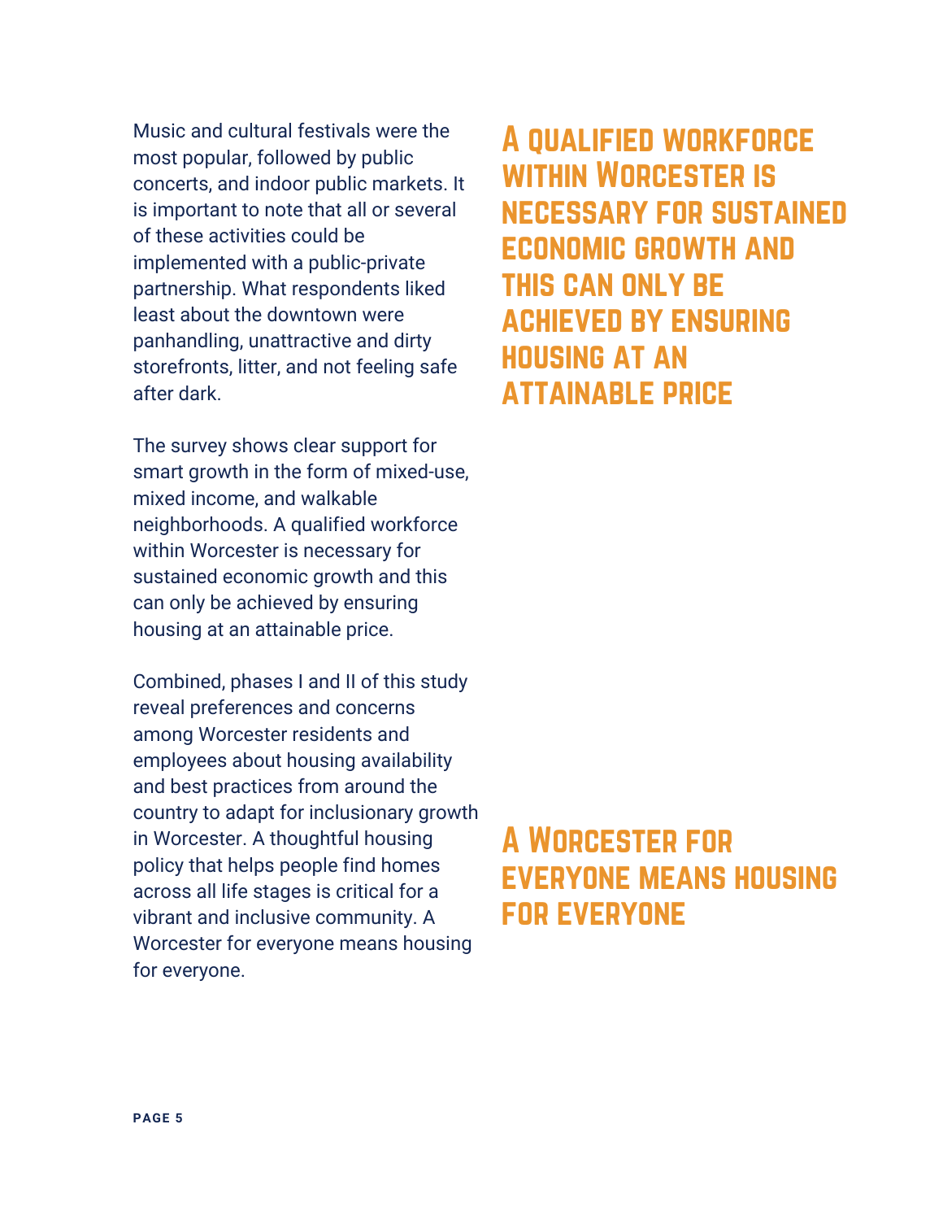Music and cultural festivals were the most popular, followed by public concerts, and indoor public markets. It is important to note that all or several of these activities could be implemented with a public-private partnership. What respondents liked least about the downtown were panhandling, unattractive and dirty storefronts, litter, and not feeling safe after dark.

The survey shows clear support for smart growth in the form of mixed-use, mixed income, and walkable neighborhoods. A qualified workforce within Worcester is necessary for sustained economic growth and this can only be achieved by ensuring housing at an attainable price.

Combined, phases I and II of this study reveal preferences and concerns among Worcester residents and employees about housing availability and best practices from around the country to adapt for inclusionary growth in Worcester. A thoughtful housing policy that helps people find homes across all life stages is critical for a vibrant and inclusive community. A Worcester for everyone means housing for everyone.

**A qualified workforce within Worcester is necessary for sustained economic growth and this can only be achieved by ensuring housing at an attainable price**

**A Worcester for everyone means housing for everyone**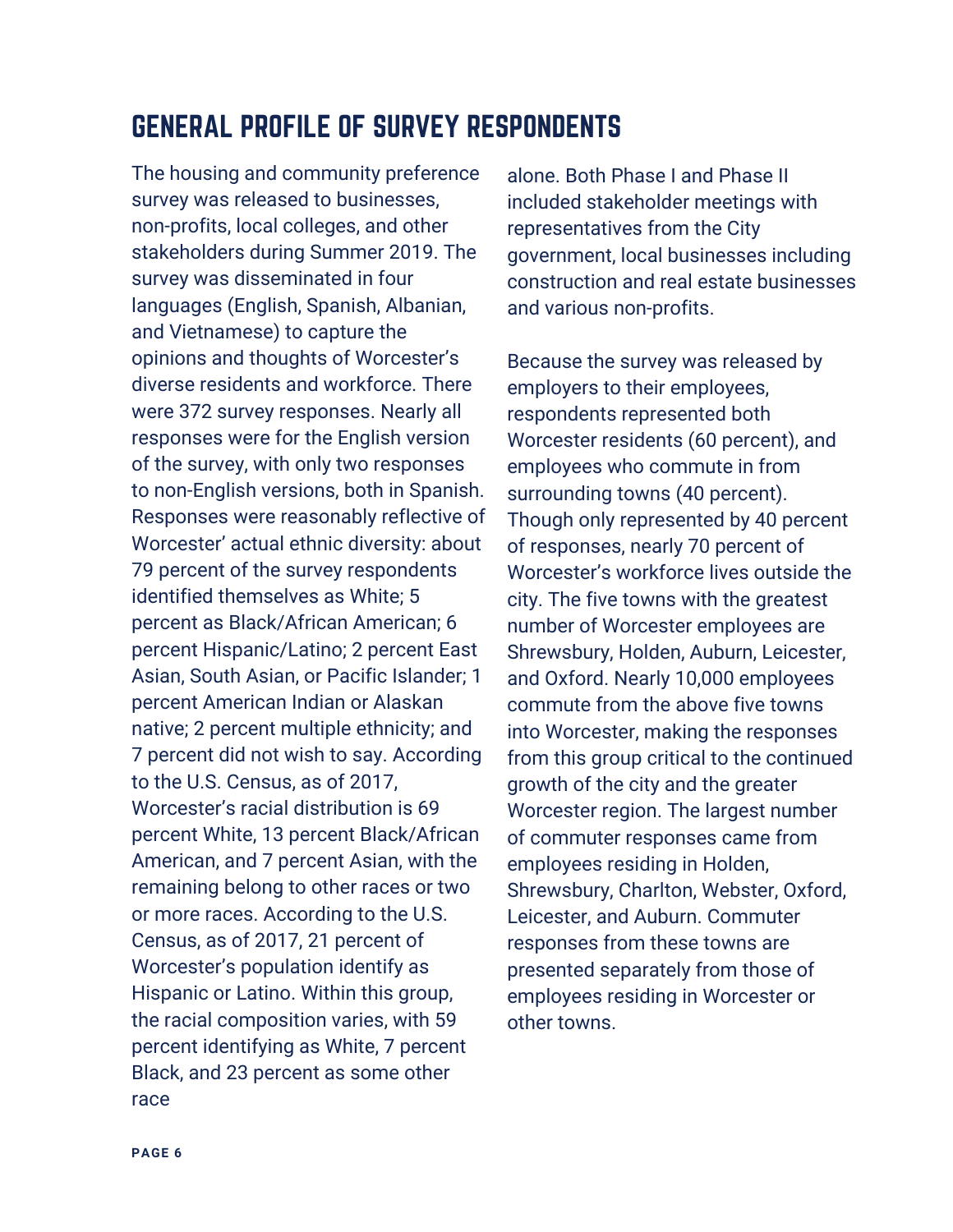# GENERAL PROFILE OF SURVEY RESPONDENTS

The housing and community preference survey was released to businesses, non-profits, local colleges, and other stakeholders during Summer 2019. The survey was disseminated in four languages (English, Spanish, Albanian, and Vietnamese) to capture the opinions and thoughts of Worcester's diverse residents and workforce. There were 372 survey responses. Nearly all responses were for the English version of the survey, with only two responses to non-English versions, both in Spanish. Responses were reasonably reflective of Worcester' actual ethnic diversity: about 79 percent of the survey respondents identified themselves as White; 5 percent as Black/African American; 6 percent Hispanic/Latino; 2 percent East Asian, South Asian, or Pacific Islander; 1 percent American Indian or Alaskan native; 2 percent multiple ethnicity; and 7 percent did not wish to say. According to the U.S. Census, as of 2017, Worcester's racial distribution is 69 percent White, 13 percent Black/African American, and 7 percent Asian, with the remaining belong to other races or two or more races. According to the U.S. Census, as of 2017, 21 percent of Worcester's population identify as Hispanic or Latino. Within this group, the racial composition varies, with 59 percent identifying as White, 7 percent Black, and 23 percent as some other race alone. Both Phase I and Phase II included stakeholder meetings with representatives from the City government, local businesses including construction and real estate businesses and various non-profits.

Because the survey was released by employers to their employees, respondents represented both Worcester residents (60 percent), and employees who commute in from surrounding towns (40 percent). Though only represented by 40 percent of responses, nearly 70 percent of Worcester's workforce lives outside the city. The five towns with the greatest number of Worcester employees are Shrewsbury, Holden, Auburn, Leicester, and Oxford. Nearly 10,000 employees commute from the above five towns into Worcester, making the responses from this group critical to the continued growth of the city and the greater Worcester region. The largest number of commuter responses came from employees residing in Holden, Shrewsbury, Charlton, Webster, Oxford, Leicester, and Auburn. Commuter responses from these towns are presented separately from those of employees residing in Worcester or other towns.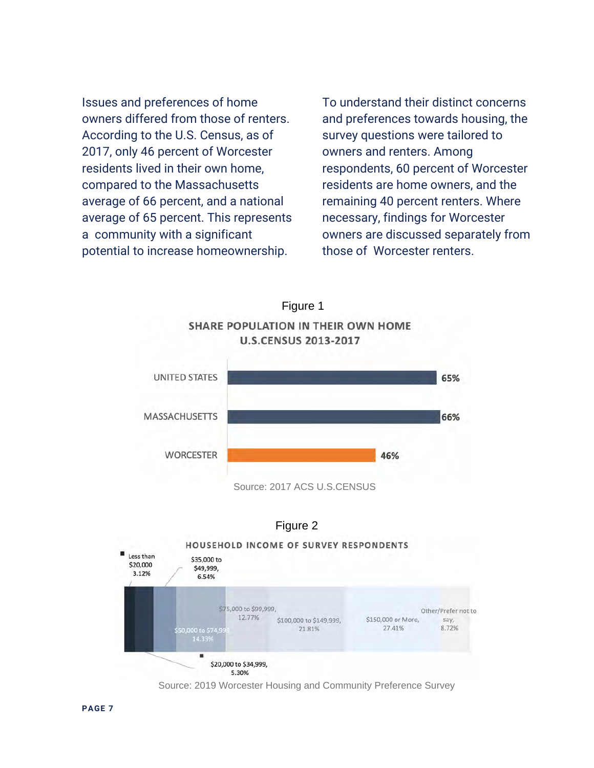Issues and preferences of home owners differed from those of renters. According to the U.S. Census, as of 2017, only 46 percent of Worcester residents lived in their own home, compared to the Massachusetts average of 66 percent, and a national average of 65 percent. This represents a community with a significant potential to increase homeownership.

To understand their distinct concerns and preferences towards housing, the survey questions were tailored to owners and renters. Among respondents, 60 percent of Worcester residents are home owners, and the remaining 40 percent renters. Where necessary, findings for Worcester owners are discussed separately from those of Worcester renters.

Figure 1

**SHARE POPULATION IN THEIR OWN HOME U.S.CENSUS 2013-2017**

| | |
|---|---|
| UNITED STATES | 65% |
| MASSACHUSETTS | 66% |
| WORCESTER | 46% |

Source: 2017 ACS U.S.CENSUS

Figure 2

**HOUSEHOLD INCOME OF SURVEY RESPONDENTS**

| Income | Share |
|---|---|
| Less than $20,000 | 3.12% |
| $20,000 to $34,999 | 5.30% |
| $35,000 to $49,999 | 6.54% |
| $50,000 to $74,999 | 14.33% |
| $75,000 to $99,999 | 12.77% |
| $100,000 to $149,999 | 21.81% |
| $150,000 or More | 27.41% |
| Other/Prefer not to say | 8.72% |

Source: 2019 Worcester Housing and Community Preference Survey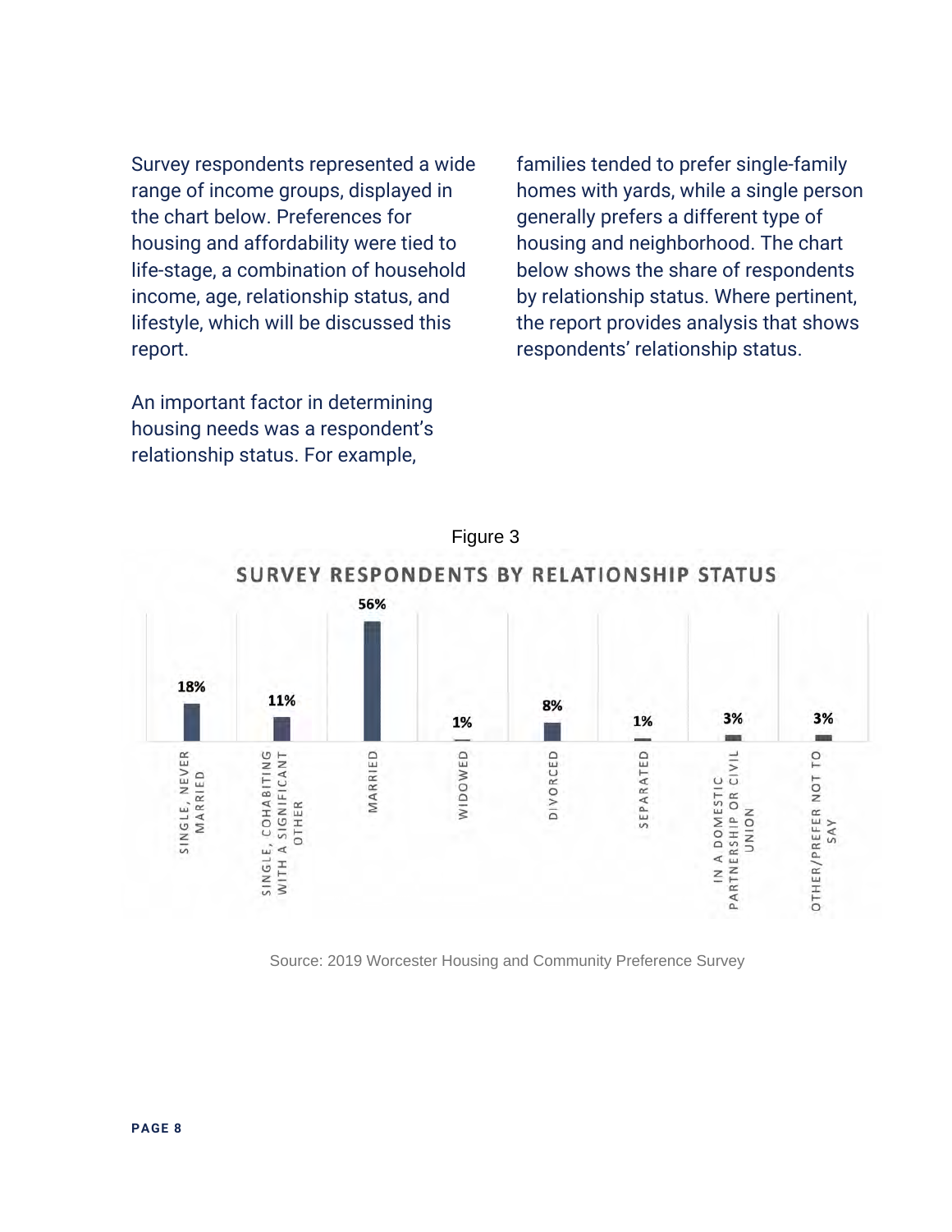Survey respondents represented a wide range of income groups, displayed in the chart below. Preferences for housing and affordability were tied to life-stage, a combination of household income, age, relationship status, and lifestyle, which will be discussed this report.

An important factor in determining housing needs was a respondent's relationship status. For example, families tended to prefer single-family homes with yards, while a single person generally prefers a different type of housing and neighborhood. The chart below shows the share of respondents by relationship status. Where pertinent, the report provides analysis that shows respondents' relationship status.

Figure 3

**SURVEY RESPONDENTS BY RELATIONSHIP STATUS**

| Relationship Status | Share |
|---|---|
| Single, never married | 18% |
| Single, cohabiting with a significant other | 11% |
| Married | 56% |
| Widowed | 1% |
| Divorced | 8% |
| Separated | 1% |
| In a domestic partnership or civil union | 3% |
| Other/prefer not to say | 3% |

Source: 2019 Worcester Housing and Community Preference Survey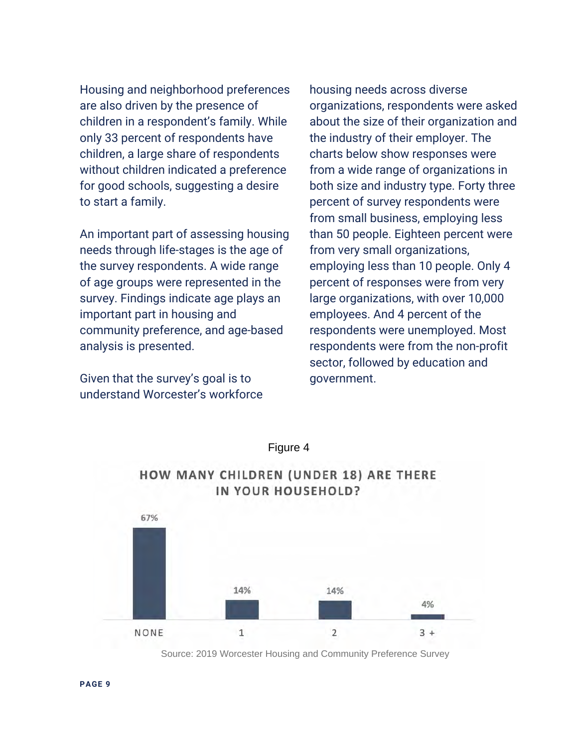Housing and neighborhood preferences are also driven by the presence of children in a respondent's family. While only 33 percent of respondents have children, a large share of respondents without children indicated a preference for good schools, suggesting a desire to start a family.

An important part of assessing housing needs through life-stages is the age of the survey respondents. A wide range of age groups were represented in the survey. Findings indicate age plays an important part in housing and community preference, and age-based analysis is presented.

Given that the survey's goal is to understand Worcester's workforce housing needs across diverse organizations, respondents were asked about the size of their organization and the industry of their employer. The charts below show responses were from a wide range of organizations in both size and industry type. Forty three percent of survey respondents were from small business, employing less than 50 people. Eighteen percent were from very small organizations, employing less than 10 people. Only 4 percent of responses were from very large organizations, with over 10,000 employees. And 4 percent of the respondents were unemployed. Most respondents were from the non-profit sector, followed by education and government.

Figure 4

**HOW MANY CHILDREN (UNDER 18) ARE THERE IN YOUR HOUSEHOLD?**

| Children | Percent |
|---|---|
| NONE | 67% |
| 1 | 14% |
| 2 | 14% |
| 3 + | 4% |

Source: 2019 Worcester Housing and Community Preference Survey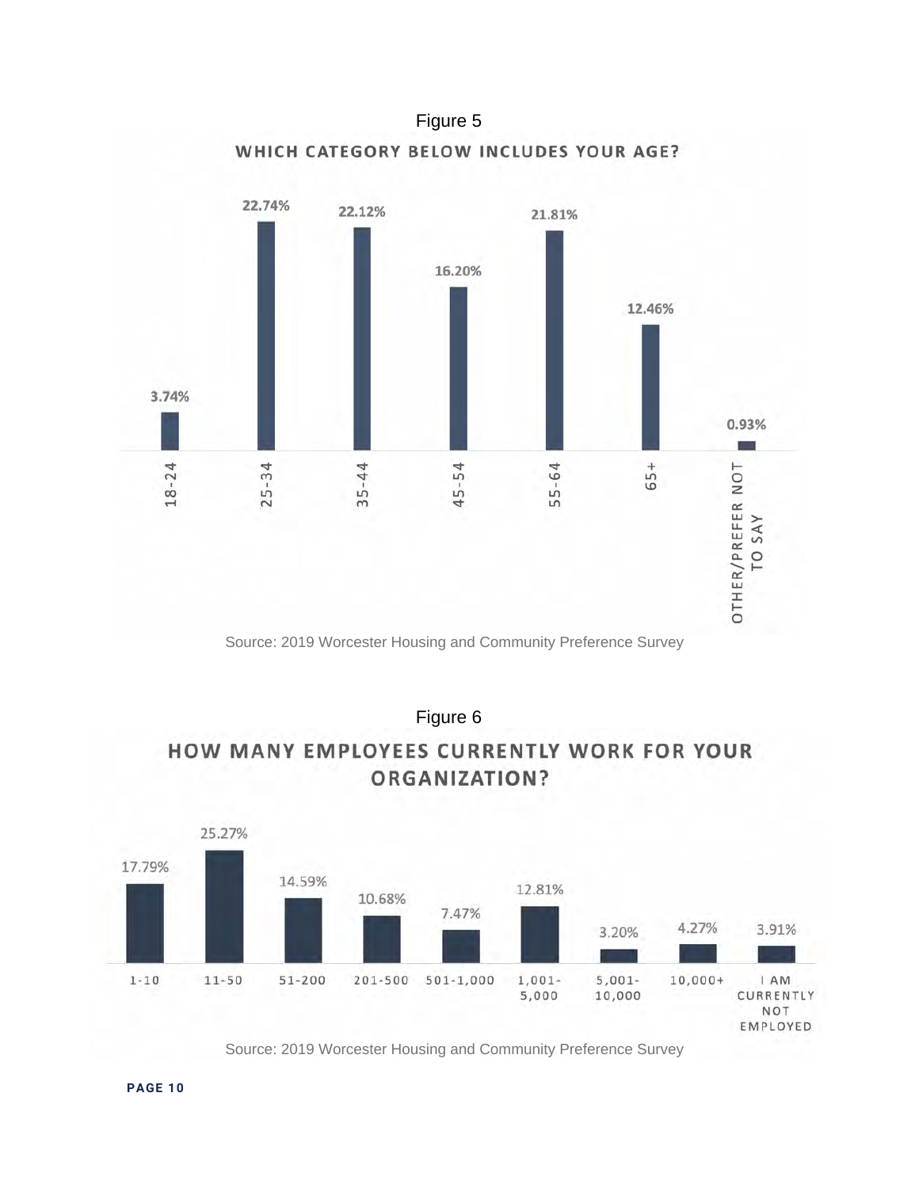Figure 5

**WHICH CATEGORY BELOW INCLUDES YOUR AGE?**

| Age | Percent |
|---|---|
| 18-24 | 3.74% |
| 25-34 | 22.74% |
| 35-44 | 22.12% |
| 45-54 | 16.20% |
| 55-64 | 21.81% |
| 65+ | 12.46% |
| OTHER/PREFER NOT TO SAY | 0.93% |

Source: 2019 Worcester Housing and Community Preference Survey

Figure 6

**HOW MANY EMPLOYEES CURRENTLY WORK FOR YOUR ORGANIZATION?**

| Employees | Percent |
|---|---|
| 1-10 | 17.79% |
| 11-50 | 25.27% |
| 51-200 | 14.59% |
| 201-500 | 10.68% |
| 501-1,000 | 7.47% |
| 1,001-5,000 | 12.81% |
| 5,001-10,000 | 3.20% |
| 10,000+ | 4.27% |
| I AM CURRENTLY NOT EMPLOYED | 3.91% |

Source: 2019 Worcester Housing and Community Preference Survey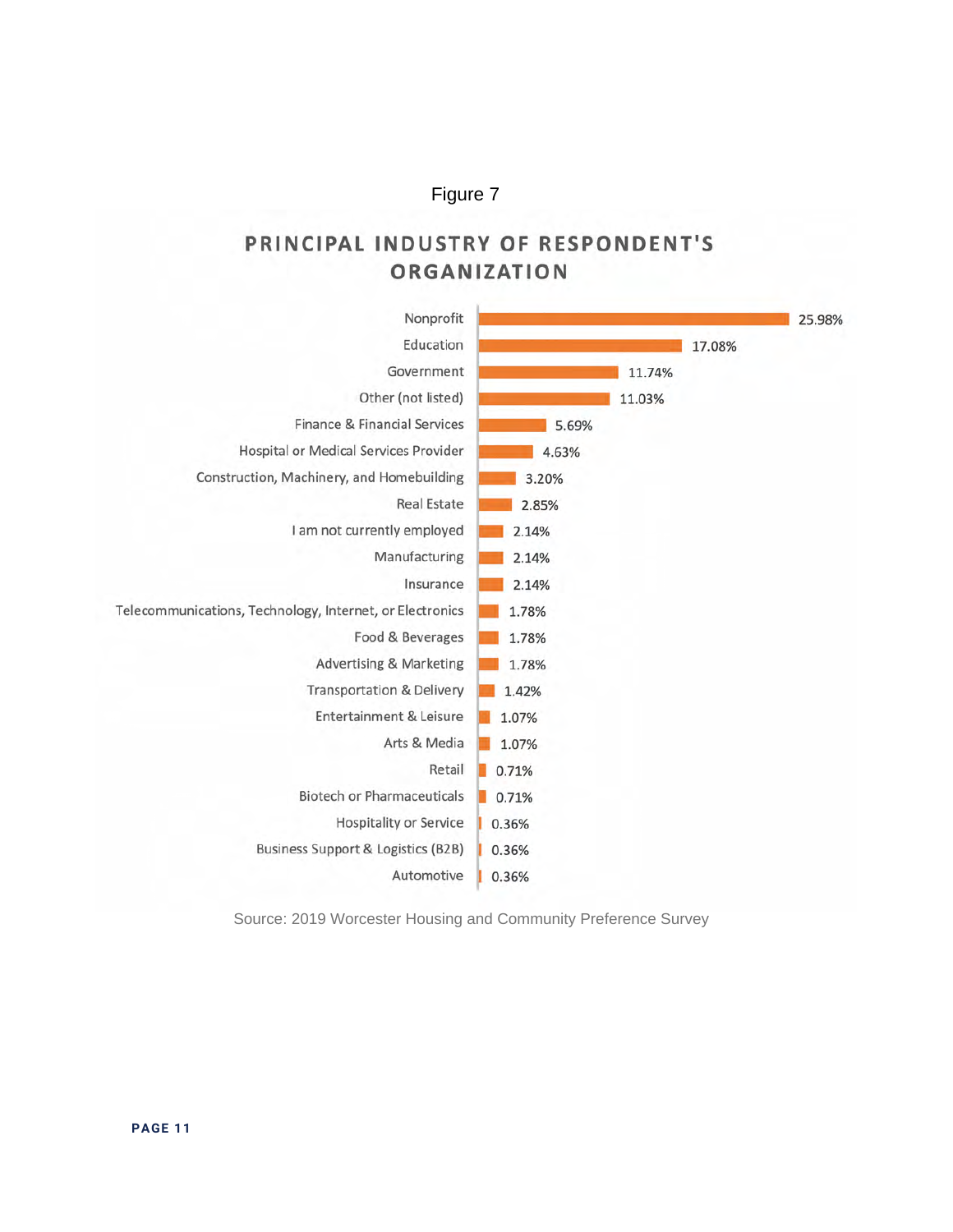Figure 7

## PRINCIPAL INDUSTRY OF RESPONDENT'S ORGANIZATION

| Industry | Percent |
| --- | --- |
| Nonprofit | 25.98% |
| Education | 17.08% |
| Government | 11.74% |
| Other (not listed) | 11.03% |
| Finance & Financial Services | 5.69% |
| Hospital or Medical Services Provider | 4.63% |
| Construction, Machinery, and Homebuilding | 3.20% |
| Real Estate | 2.85% |
| I am not currently employed | 2.14% |
| Manufacturing | 2.14% |
| Insurance | 2.14% |
| Telecommunications, Technology, Internet, or Electronics | 1.78% |
| Food & Beverages | 1.78% |
| Advertising & Marketing | 1.78% |
| Transportation & Delivery | 1.42% |
| Entertainment & Leisure | 1.07% |
| Arts & Media | 1.07% |
| Retail | 0.71% |
| Biotech or Pharmaceuticals | 0.71% |
| Hospitality or Service | 0.36% |
| Business Support & Logistics (B2B) | 0.36% |
| Automotive | 0.36% |

Source: 2019 Worcester Housing and Community Preference Survey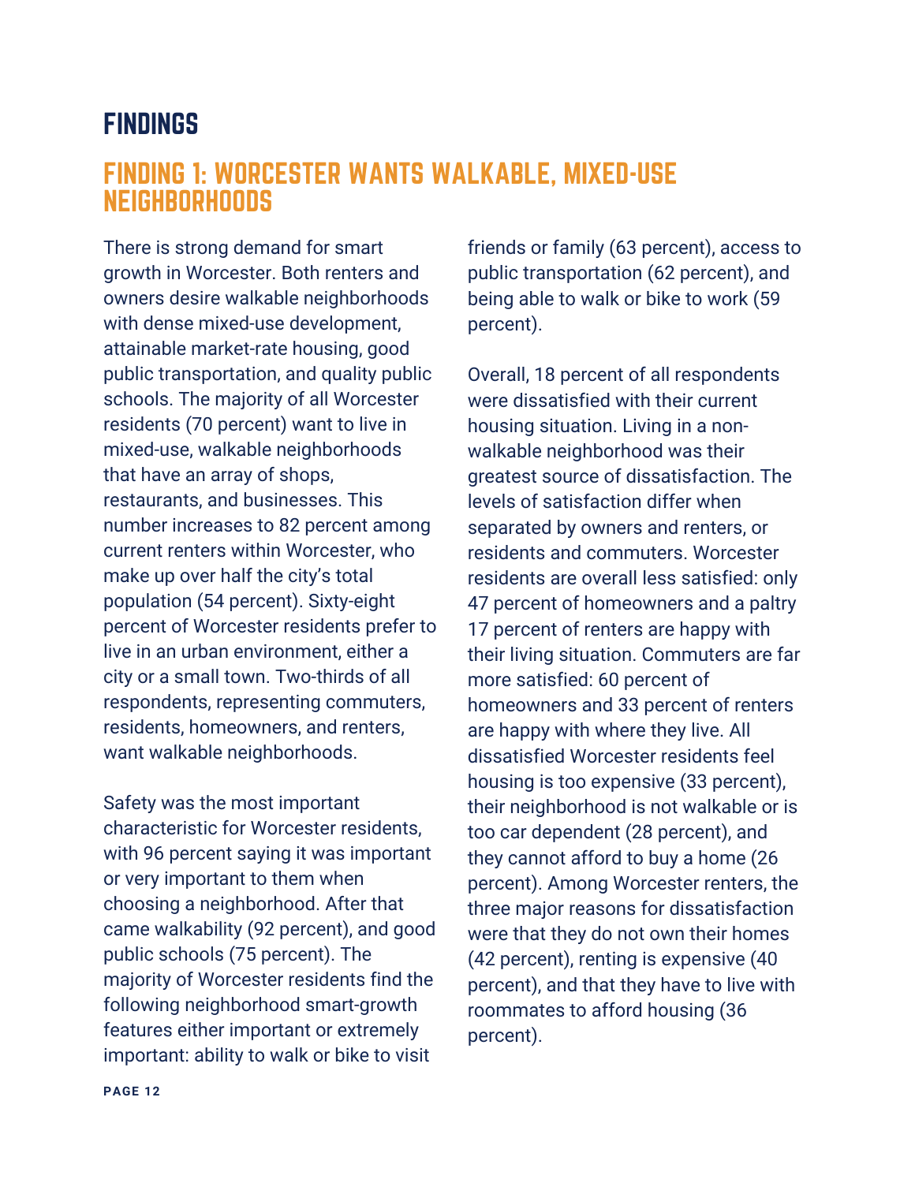# FINDINGS

## FINDING 1: WORCESTER WANTS WALKABLE, MIXED-USE NEIGHBORHOODS

There is strong demand for smart growth in Worcester. Both renters and owners desire walkable neighborhoods with dense mixed-use development, attainable market-rate housing, good public transportation, and quality public schools. The majority of all Worcester residents (70 percent) want to live in mixed-use, walkable neighborhoods that have an array of shops, restaurants, and businesses. This number increases to 82 percent among current renters within Worcester, who make up over half the city's total population (54 percent). Sixty-eight percent of Worcester residents prefer to live in an urban environment, either a city or a small town. Two-thirds of all respondents, representing commuters, residents, homeowners, and renters, want walkable neighborhoods.

Safety was the most important characteristic for Worcester residents, with 96 percent saying it was important or very important to them when choosing a neighborhood. After that came walkability (92 percent), and good public schools (75 percent). The majority of Worcester residents find the following neighborhood smart-growth features either important or extremely important: ability to walk or bike to visit friends or family (63 percent), access to public transportation (62 percent), and being able to walk or bike to work (59 percent).

Overall, 18 percent of all respondents were dissatisfied with their current housing situation. Living in a non-walkable neighborhood was their greatest source of dissatisfaction. The levels of satisfaction differ when separated by owners and renters, or residents and commuters. Worcester residents are overall less satisfied: only 47 percent of homeowners and a paltry 17 percent of renters are happy with their living situation. Commuters are far more satisfied: 60 percent of homeowners and 33 percent of renters are happy with where they live. All dissatisfied Worcester residents feel housing is too expensive (33 percent), their neighborhood is not walkable or is too car dependent (28 percent), and they cannot afford to buy a home (26 percent). Among Worcester renters, the three major reasons for dissatisfaction were that they do not own their homes (42 percent), renting is expensive (40 percent), and that they have to live with roommates to afford housing (36 percent).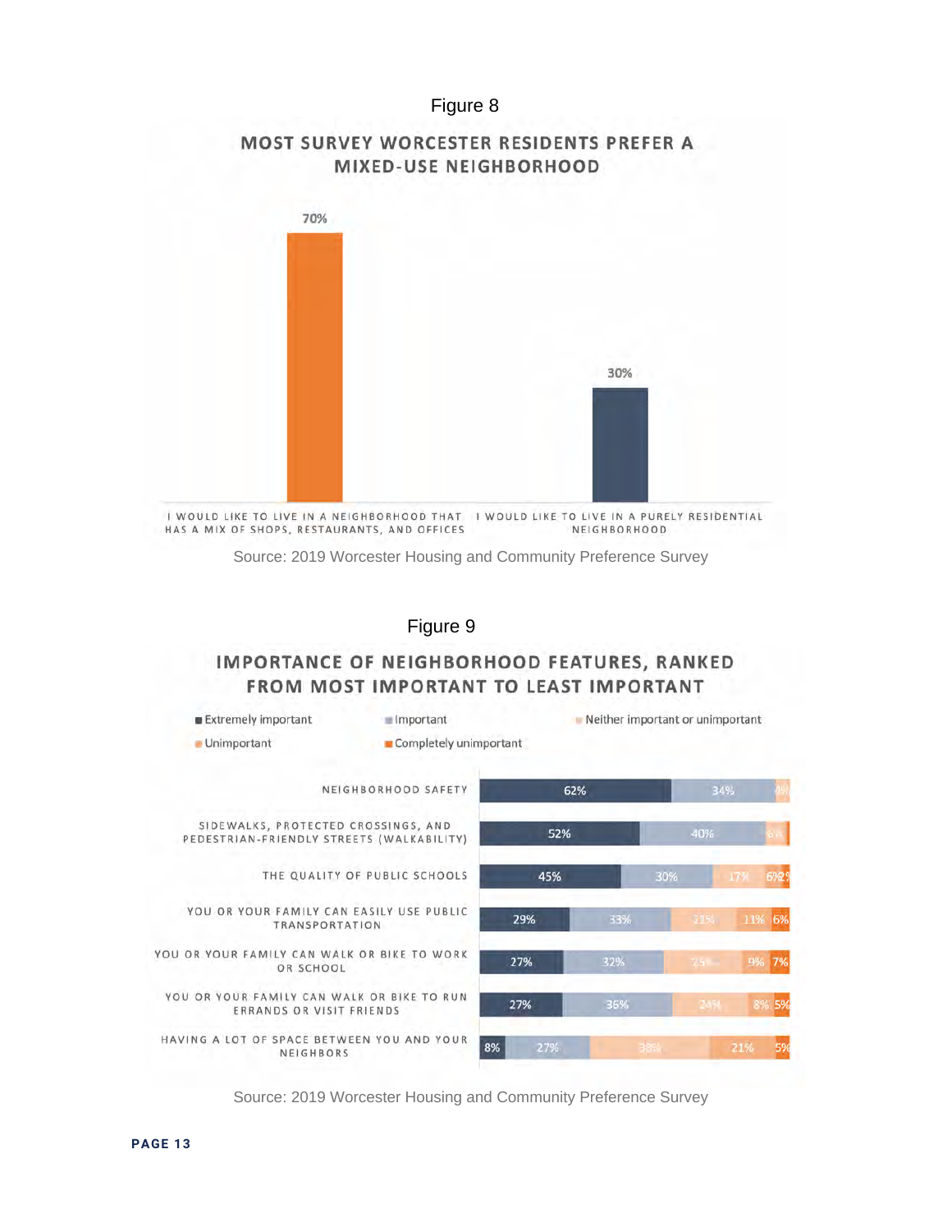Figure 8

**MOST SURVEY WORCESTER RESIDENTS PREFER A MIXED-USE NEIGHBORHOOD**

| Preference | Percent |
|---|---|
| I would like to live in a neighborhood that has a mix of shops, restaurants, and offices | 70% |
| I would like to live in a purely residential neighborhood | 30% |

Source: 2019 Worcester Housing and Community Preference Survey

Figure 9

**IMPORTANCE OF NEIGHBORHOOD FEATURES, RANKED FROM MOST IMPORTANT TO LEAST IMPORTANT**

| Feature | Extremely important | Important | Neither important or unimportant | Unimportant | Completely unimportant |
|---|---|---|---|---|---|
| Neighborhood safety | 62% | 34% | 4% | | |
| Sidewalks, protected crossings, and pedestrian-friendly streets (walkability) | 52% | 40% | 6% | | |
| The quality of public schools | 45% | 30% | 17% | 6% | 2% |
| You or your family can easily use public transportation | 29% | 33% | 21% | 11% | 6% |
| You or your family can walk or bike to work or school | 27% | 32% | 25% | 9% | 7% |
| You or your family can walk or bike to run errands or visit friends | 27% | 36% | 24% | 8% | 5% |
| Having a lot of space between you and your neighbors | 8% | 27% | 38% | 21% | 5% |

Source: 2019 Worcester Housing and Community Preference Survey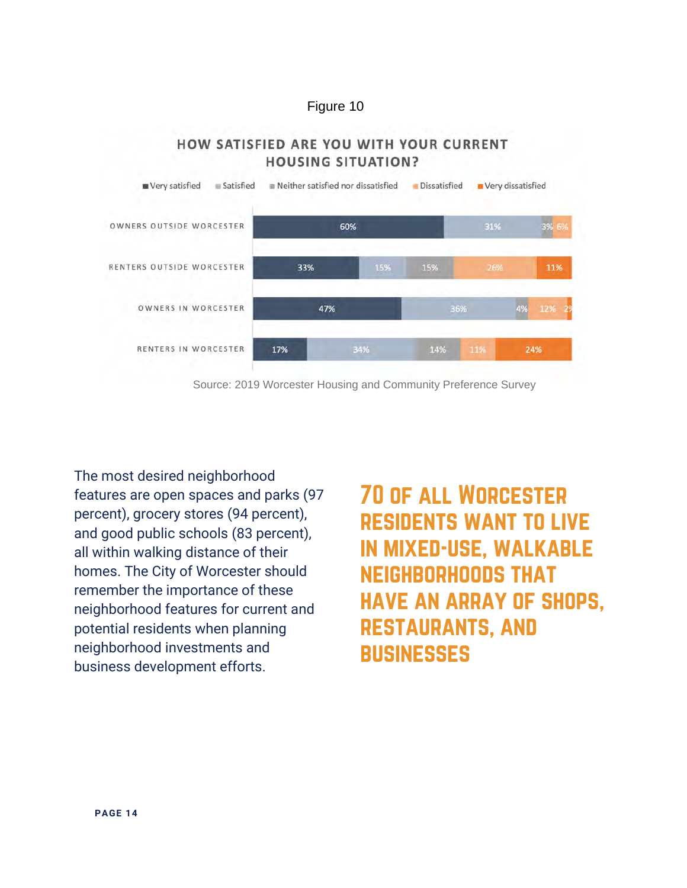Figure 10

## HOW SATISFIED ARE YOU WITH YOUR CURRENT HOUSING SITUATION?

| | Very satisfied | Satisfied | Neither satisfied nor dissatisfied | Dissatisfied | Very dissatisfied |
|---|---|---|---|---|---|
| OWNERS OUTSIDE WORCESTER | 60% | 31% | 3% | 6% | |
| RENTERS OUTSIDE WORCESTER | 33% | 15% | 15% | 26% | 11% |
| OWNERS IN WORCESTER | 47% | 36% | 4% | 12% | 2% |
| RENTERS IN WORCESTER | 17% | 34% | 14% | 11% | 24% |

Source: 2019 Worcester Housing and Community Preference Survey

The most desired neighborhood features are open spaces and parks (97 percent), grocery stores (94 percent), and good public schools (83 percent), all within walking distance of their homes. The City of Worcester should remember the importance of these neighborhood features for current and potential residents when planning neighborhood investments and business development efforts.

**70 OF ALL WORCESTER RESIDENTS WANT TO LIVE IN MIXED-USE, WALKABLE NEIGHBORHOODS THAT HAVE AN ARRAY OF SHOPS, RESTAURANTS, AND BUSINESSES**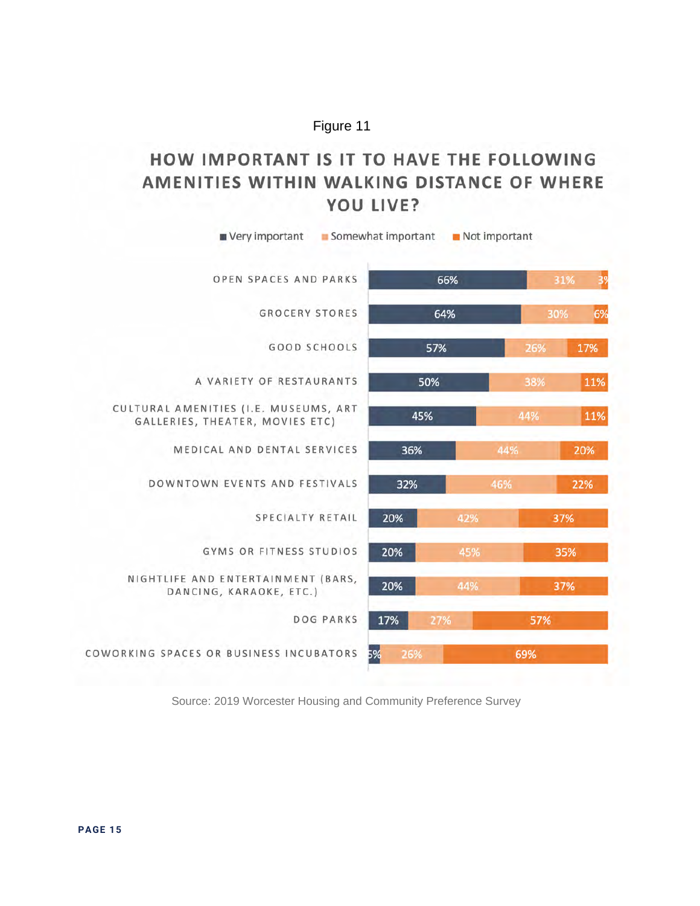Figure 11

## HOW IMPORTANT IS IT TO HAVE THE FOLLOWING AMENITIES WITHIN WALKING DISTANCE OF WHERE YOU LIVE?

| Amenity | Very important | Somewhat important | Not important |
|---|---|---|---|
| OPEN SPACES AND PARKS | 66% | 31% | 3% |
| GROCERY STORES | 64% | 30% | 6% |
| GOOD SCHOOLS | 57% | 26% | 17% |
| A VARIETY OF RESTAURANTS | 50% | 38% | 11% |
| CULTURAL AMENITIES (I.E. MUSEUMS, ART GALLERIES, THEATER, MOVIES ETC) | 45% | 44% | 11% |
| MEDICAL AND DENTAL SERVICES | 36% | 44% | 20% |
| DOWNTOWN EVENTS AND FESTIVALS | 32% | 46% | 22% |
| SPECIALTY RETAIL | 20% | 42% | 37% |
| GYMS OR FITNESS STUDIOS | 20% | 45% | 35% |
| NIGHTLIFE AND ENTERTAINMENT (BARS, DANCING, KARAOKE, ETC.) | 20% | 44% | 37% |
| DOG PARKS | 17% | 27% | 57% |
| COWORKING SPACES OR BUSINESS INCUBATORS | 5% | 26% | 69% |

Source: 2019 Worcester Housing and Community Preference Survey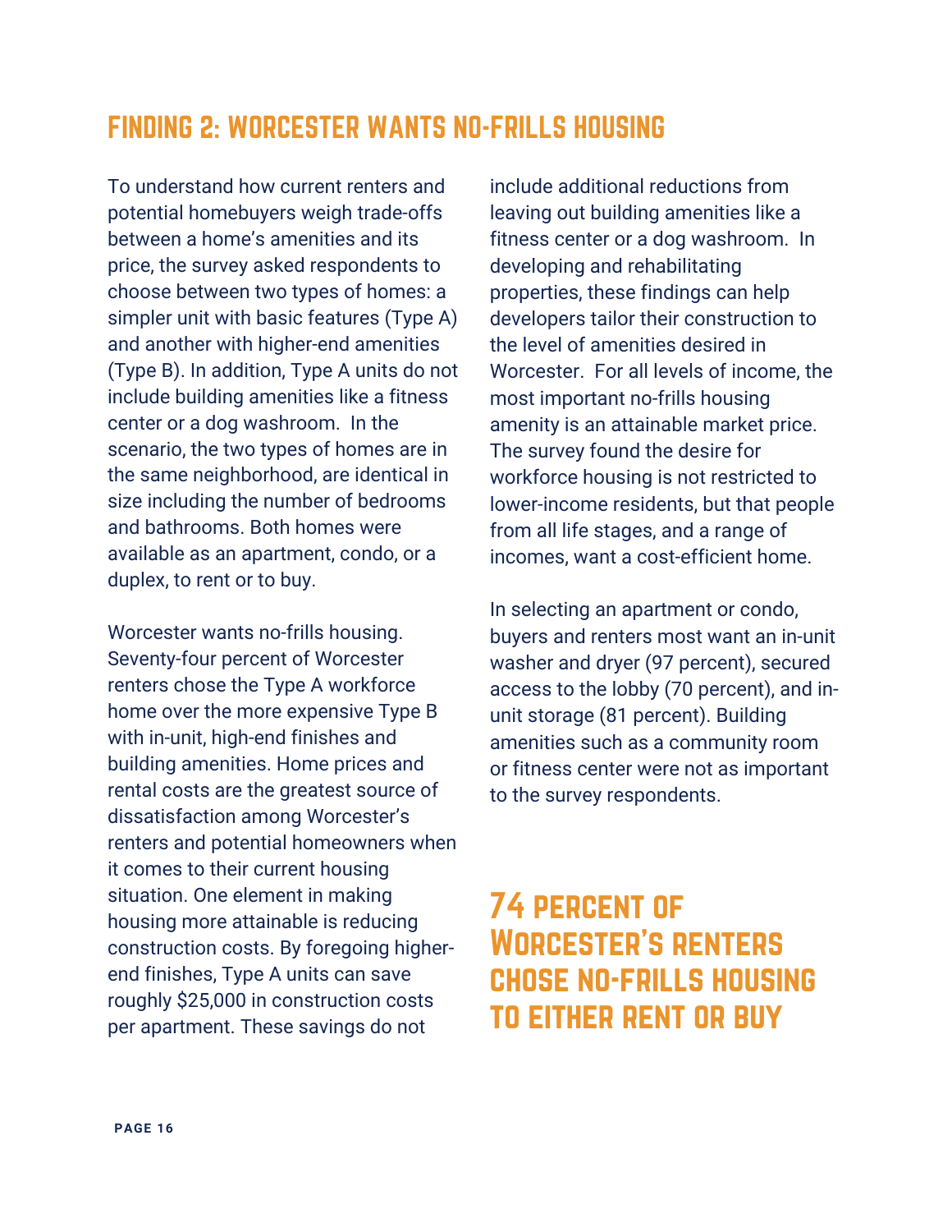## FINDING 2: WORCESTER WANTS NO-FRILLS HOUSING

To understand how current renters and potential homebuyers weigh trade-offs between a home's amenities and its price, the survey asked respondents to choose between two types of homes: a simpler unit with basic features (Type A) and another with higher-end amenities (Type B). In addition, Type A units do not include building amenities like a fitness center or a dog washroom. In the scenario, the two types of homes are in the same neighborhood, are identical in size including the number of bedrooms and bathrooms. Both homes were available as an apartment, condo, or a duplex, to rent or to buy.

Worcester wants no-frills housing. Seventy-four percent of Worcester renters chose the Type A workforce home over the more expensive Type B with in-unit, high-end finishes and building amenities. Home prices and rental costs are the greatest source of dissatisfaction among Worcester's renters and potential homeowners when it comes to their current housing situation. One element in making housing more attainable is reducing construction costs. By foregoing higher-end finishes, Type A units can save roughly $25,000 in construction costs per apartment. These savings do not include additional reductions from leaving out building amenities like a fitness center or a dog washroom. In developing and rehabilitating properties, these findings can help developers tailor their construction to the level of amenities desired in Worcester. For all levels of income, the most important no-frills housing amenity is an attainable market price. The survey found the desire for workforce housing is not restricted to lower-income residents, but that people from all life stages, and a range of incomes, want a cost-efficient home.

In selecting an apartment or condo, buyers and renters most want an in-unit washer and dryer (97 percent), secured access to the lobby (70 percent), and in-unit storage (81 percent). Building amenities such as a community room or fitness center were not as important to the survey respondents.

## 74 PERCENT OF WORCESTER'S RENTERS CHOSE NO-FRILLS HOUSING TO EITHER RENT OR BUY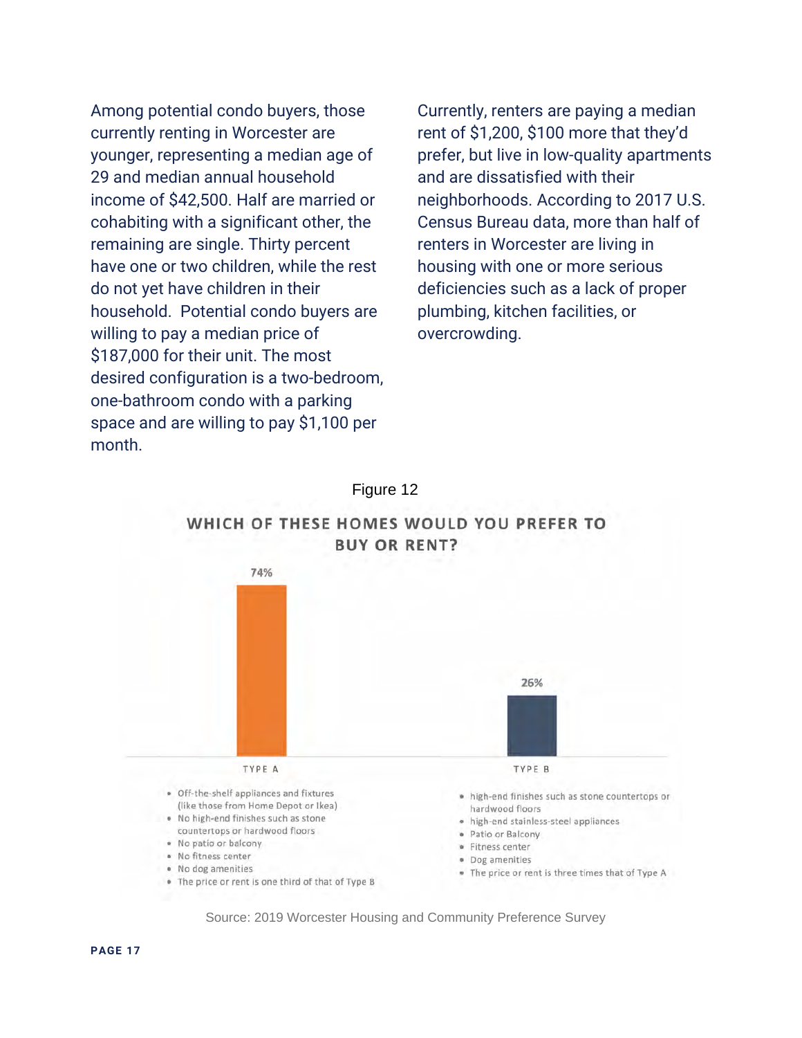Among potential condo buyers, those currently renting in Worcester are younger, representing a median age of 29 and median annual household income of $42,500. Half are married or cohabiting with a significant other, the remaining are single. Thirty percent have one or two children, while the rest do not yet have children in their household. Potential condo buyers are willing to pay a median price of $187,000 for their unit. The most desired configuration is a two-bedroom, one-bathroom condo with a parking space and are willing to pay $1,100 per month.

Currently, renters are paying a median rent of $1,200, $100 more that they'd prefer, but live in low-quality apartments and are dissatisfied with their neighborhoods. According to 2017 U.S. Census Bureau data, more than half of renters in Worcester are living in housing with one or more serious deficiencies such as a lack of proper plumbing, kitchen facilities, or overcrowding.

Figure 12

**WHICH OF THESE HOMES WOULD YOU PREFER TO BUY OR RENT?**

| | TYPE A | TYPE B |
|---|---|---|
| Share | 74% | 26% |

**TYPE A**

- Off-the-shelf appliances and fixtures (like those from Home Depot or Ikea)
- No high-end finishes such as stone countertops or hardwood floors
- No patio or balcony
- No fitness center
- No dog amenities
- The price or rent is one third of that of Type B

**TYPE B**

- high-end finishes such as stone countertops or hardwood floors
- high-end stainless-steel appliances
- Patio or Balcony
- Fitness center
- Dog amenities
- The price or rent is three times that of Type A

Source: 2019 Worcester Housing and Community Preference Survey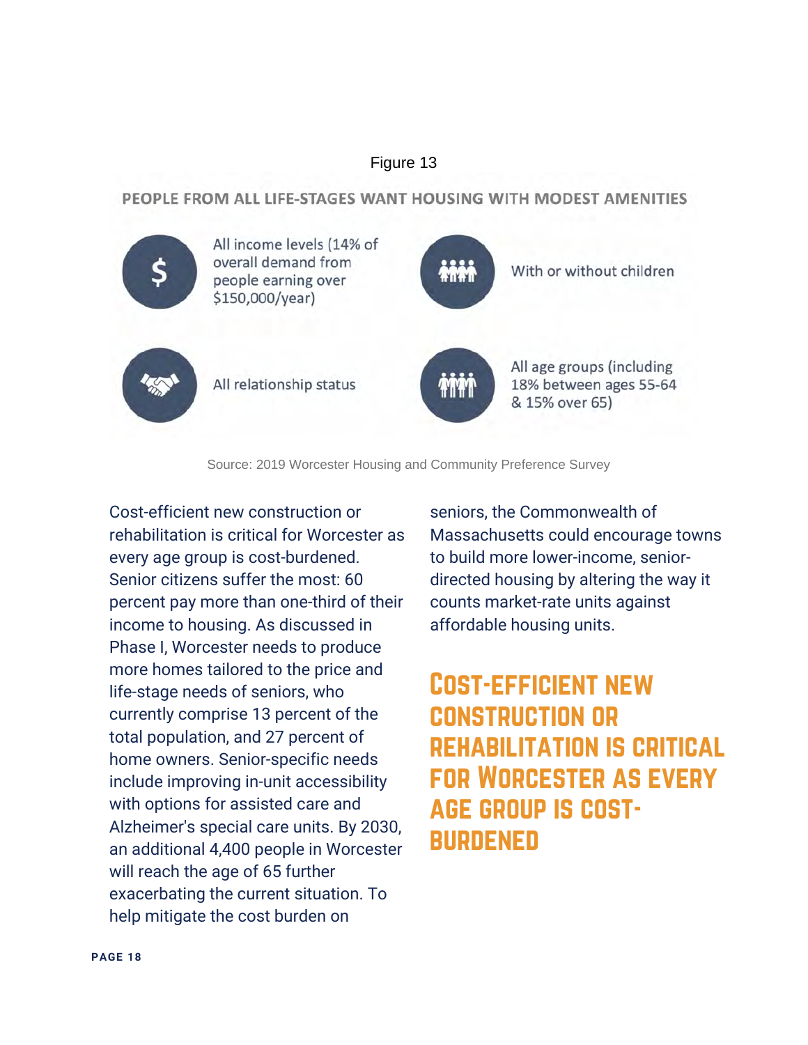Figure 13

**PEOPLE FROM ALL LIFE-STAGES WANT HOUSING WITH MODEST AMENITIES**

- All income levels (14% of overall demand from people earning over $150,000/year)
- With or without children
- All relationship status
- All age groups (including 18% between ages 55-64 & 15% over 65)

Source: 2019 Worcester Housing and Community Preference Survey

Cost-efficient new construction or rehabilitation is critical for Worcester as every age group is cost-burdened. Senior citizens suffer the most: 60 percent pay more than one-third of their income to housing. As discussed in Phase I, Worcester needs to produce more homes tailored to the price and life-stage needs of seniors, who currently comprise 13 percent of the total population, and 27 percent of home owners. Senior-specific needs include improving in-unit accessibility with options for assisted care and Alzheimer's special care units. By 2030, an additional 4,400 people in Worcester will reach the age of 65 further exacerbating the current situation. To help mitigate the cost burden on seniors, the Commonwealth of Massachusetts could encourage towns to build more lower-income, senior-directed housing by altering the way it counts market-rate units against affordable housing units.

**COST-EFFICIENT NEW CONSTRUCTION OR REHABILITATION IS CRITICAL FOR WORCESTER AS EVERY AGE GROUP IS COST-BURDENED**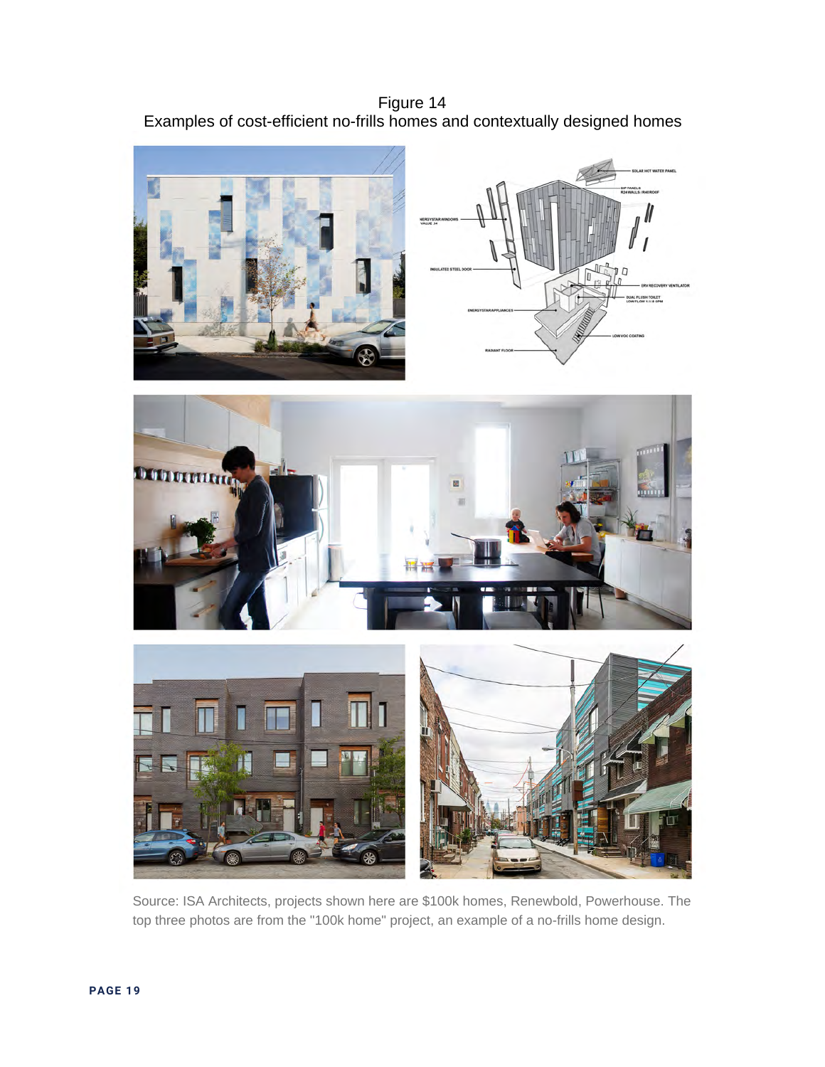Figure 14
Examples of cost-efficient no-frills homes and contextually designed homes

Source: ISA Architects, projects shown here are $100k homes, Renewbold, Powerhouse. The top three photos are from the "100k home" project, an example of a no-frills home design.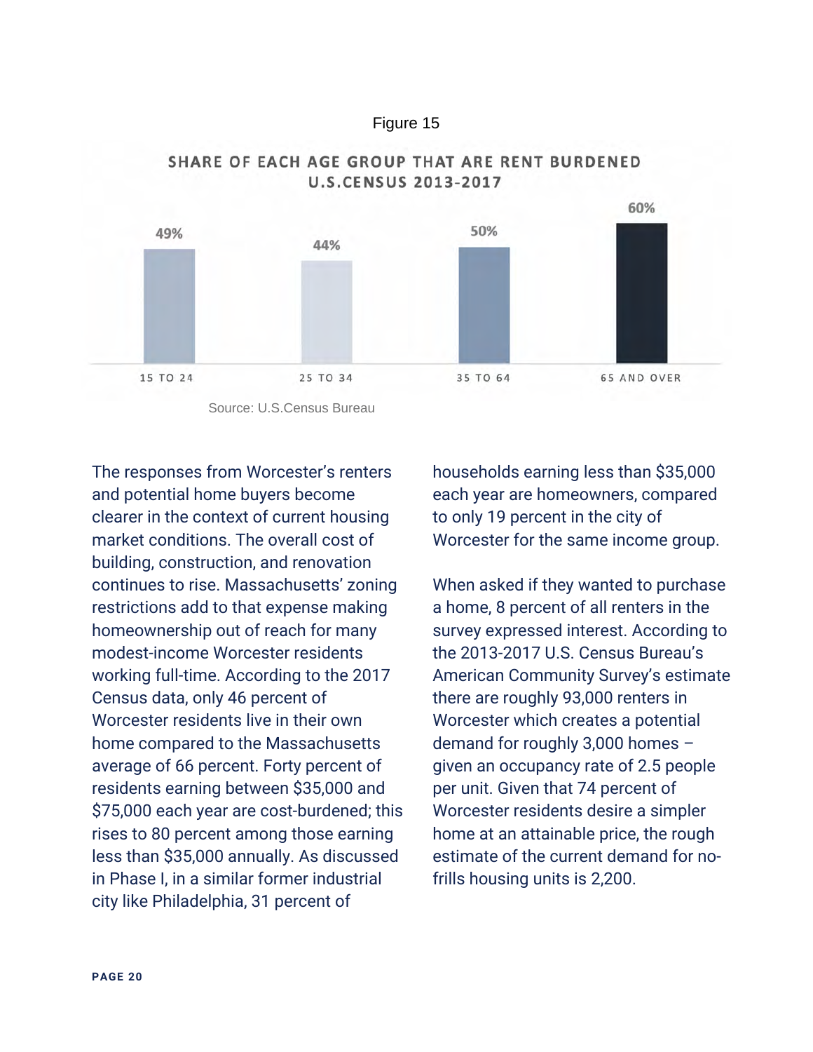Figure 15

**SHARE OF EACH AGE GROUP THAT ARE RENT BURDENED U.S.CENSUS 2013-2017**

| Age Group | Share |
| --- | --- |
| 15 TO 24 | 49% |
| 25 TO 34 | 44% |
| 35 TO 64 | 50% |
| 65 AND OVER | 60% |

Source: U.S.Census Bureau

The responses from Worcester's renters and potential home buyers become clearer in the context of current housing market conditions. The overall cost of building, construction, and renovation continues to rise. Massachusetts' zoning restrictions add to that expense making homeownership out of reach for many modest-income Worcester residents working full-time. According to the 2017 Census data, only 46 percent of Worcester residents live in their own home compared to the Massachusetts average of 66 percent. Forty percent of residents earning between $35,000 and $75,000 each year are cost-burdened; this rises to 80 percent among those earning less than $35,000 annually. As discussed in Phase I, in a similar former industrial city like Philadelphia, 31 percent of households earning less than $35,000 each year are homeowners, compared to only 19 percent in the city of Worcester for the same income group.

When asked if they wanted to purchase a home, 8 percent of all renters in the survey expressed interest. According to the 2013-2017 U.S. Census Bureau's American Community Survey's estimate there are roughly 93,000 renters in Worcester which creates a potential demand for roughly 3,000 homes – given an occupancy rate of 2.5 people per unit. Given that 74 percent of Worcester residents desire a simpler home at an attainable price, the rough estimate of the current demand for no-frills housing units is 2,200.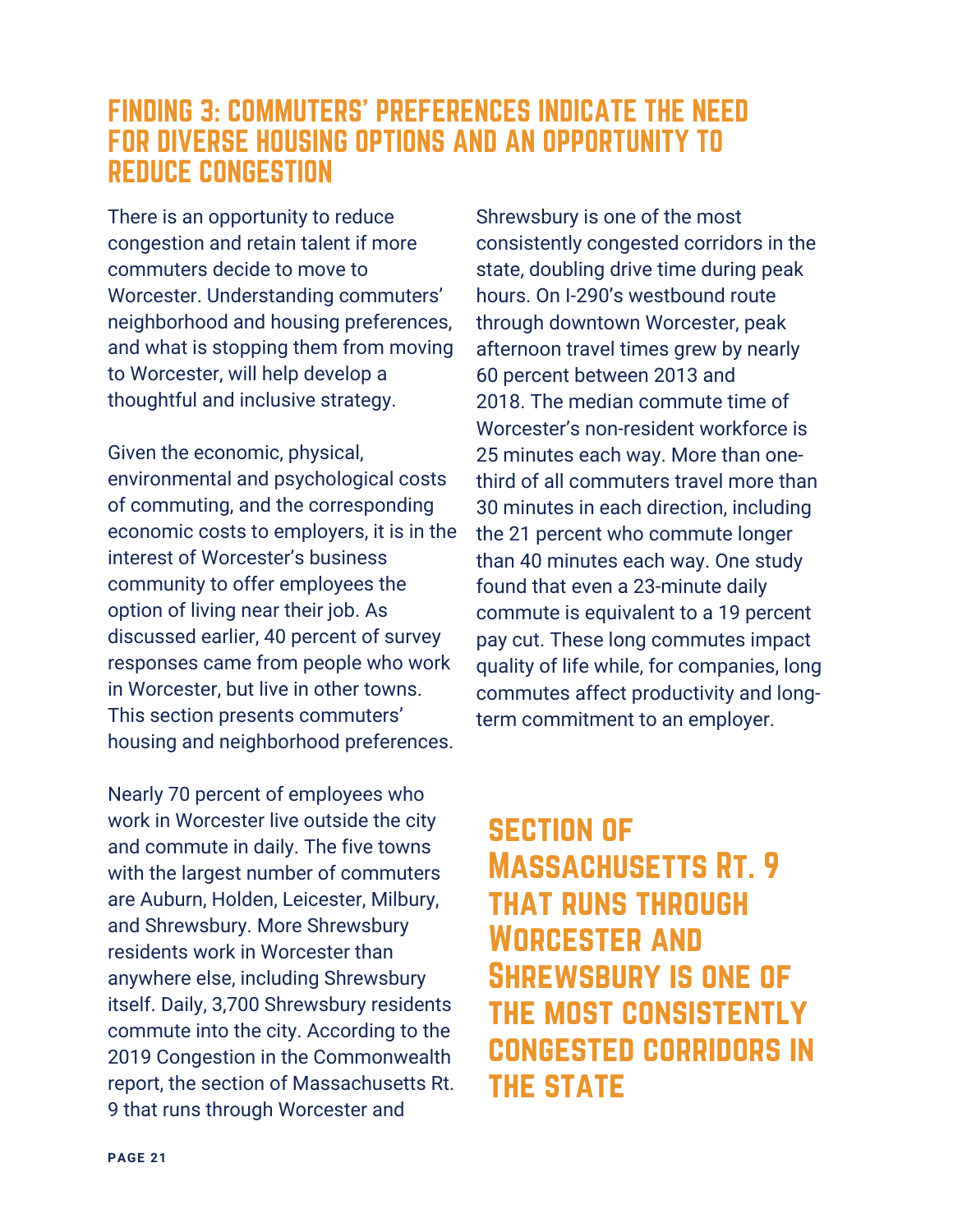## FINDING 3: COMMUTERS' PREFERENCES INDICATE THE NEED FOR DIVERSE HOUSING OPTIONS AND AN OPPORTUNITY TO REDUCE CONGESTION

There is an opportunity to reduce congestion and retain talent if more commuters decide to move to Worcester. Understanding commuters' neighborhood and housing preferences, and what is stopping them from moving to Worcester, will help develop a thoughtful and inclusive strategy.

Given the economic, physical, environmental and psychological costs of commuting, and the corresponding economic costs to employers, it is in the interest of Worcester's business community to offer employees the option of living near their job. As discussed earlier, 40 percent of survey responses came from people who work in Worcester, but live in other towns. This section presents commuters' housing and neighborhood preferences.

Nearly 70 percent of employees who work in Worcester live outside the city and commute in daily. The five towns with the largest number of commuters are Auburn, Holden, Leicester, Milbury, and Shrewsbury. More Shrewsbury residents work in Worcester than anywhere else, including Shrewsbury itself. Daily, 3,700 Shrewsbury residents commute into the city. According to the 2019 Congestion in the Commonwealth report, the section of Massachusetts Rt. 9 that runs through Worcester and Shrewsbury is one of the most consistently congested corridors in the state, doubling drive time during peak hours. On I-290's westbound route through downtown Worcester, peak afternoon travel times grew by nearly 60 percent between 2013 and 2018. The median commute time of Worcester's non-resident workforce is 25 minutes each way. More than one-third of all commuters travel more than 30 minutes in each direction, including the 21 percent who commute longer than 40 minutes each way. One study found that even a 23-minute daily commute is equivalent to a 19 percent pay cut. These long commutes impact quality of life while, for companies, long commutes affect productivity and long-term commitment to an employer.

**SECTION OF MASSACHUSETTS RT. 9 THAT RUNS THROUGH WORCESTER AND SHREWSBURY IS ONE OF THE MOST CONSISTENTLY CONGESTED CORRIDORS IN THE STATE**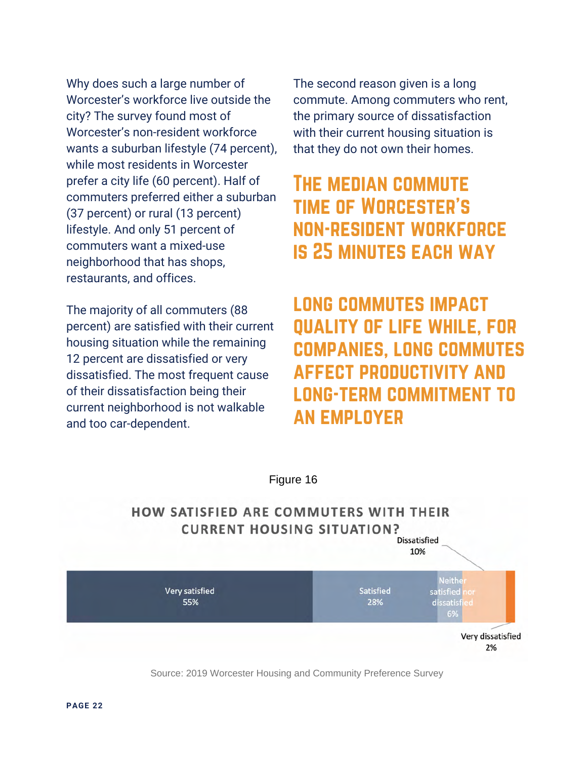Why does such a large number of Worcester's workforce live outside the city? The survey found most of Worcester's non-resident workforce wants a suburban lifestyle (74 percent), while most residents in Worcester prefer a city life (60 percent). Half of commuters preferred either a suburban (37 percent) or rural (13 percent) lifestyle. And only 51 percent of commuters want a mixed-use neighborhood that has shops, restaurants, and offices.

The majority of all commuters (88 percent) are satisfied with their current housing situation while the remaining 12 percent are dissatisfied or very dissatisfied. The most frequent cause of their dissatisfaction being their current neighborhood is not walkable and too car-dependent.

The second reason given is a long commute. Among commuters who rent, the primary source of dissatisfaction with their current housing situation is that they do not own their homes.

## The median commute time of Worcester's non-resident workforce is 25 minutes each way

## Long commutes impact quality of life while, for companies, long commutes affect productivity and long-term commitment to an employer

Figure 16

**HOW SATISFIED ARE COMMUTERS WITH THEIR CURRENT HOUSING SITUATION?**

| Response | Percent |
|---|---|
| Very satisfied | 55% |
| Satisfied | 28% |
| Neither satisfied nor dissatisfied | 6% |
| Dissatisfied | 10% |
| Very dissatisfied | 2% |

Source: 2019 Worcester Housing and Community Preference Survey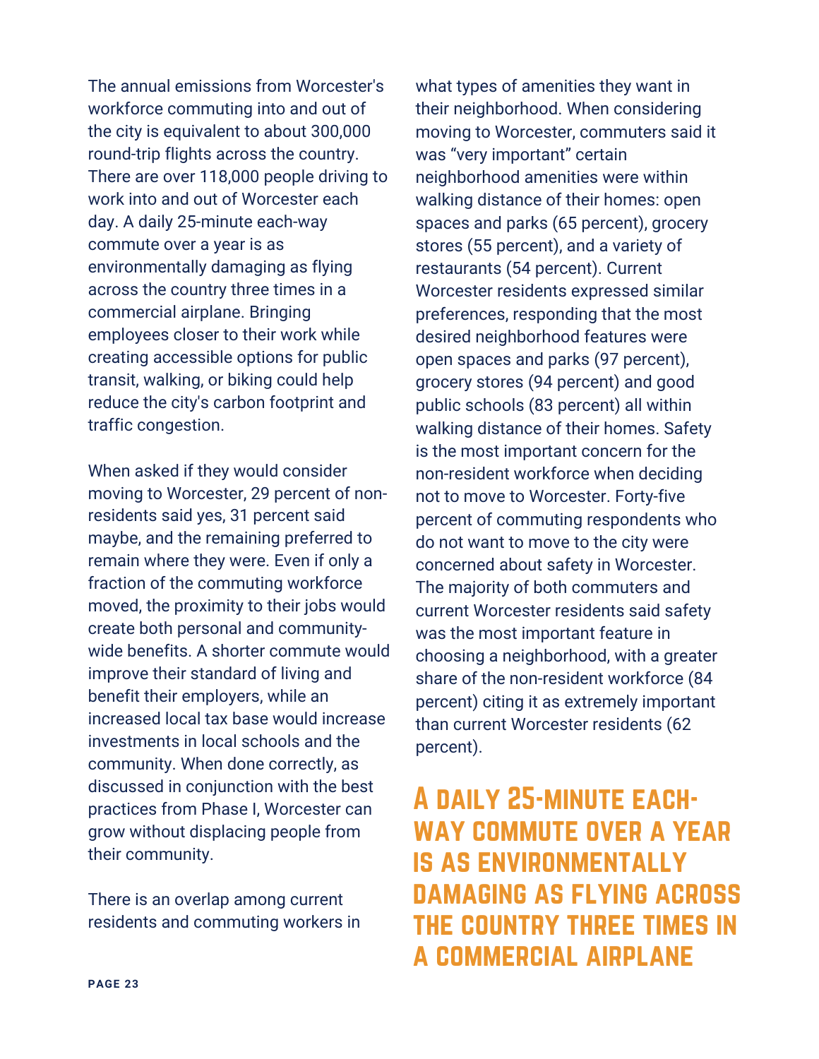The annual emissions from Worcester's workforce commuting into and out of the city is equivalent to about 300,000 round-trip flights across the country. There are over 118,000 people driving to work into and out of Worcester each day. A daily 25-minute each-way commute over a year is as environmentally damaging as flying across the country three times in a commercial airplane. Bringing employees closer to their work while creating accessible options for public transit, walking, or biking could help reduce the city's carbon footprint and traffic congestion.

When asked if they would consider moving to Worcester, 29 percent of non-residents said yes, 31 percent said maybe, and the remaining preferred to remain where they were. Even if only a fraction of the commuting workforce moved, the proximity to their jobs would create both personal and community-wide benefits. A shorter commute would improve their standard of living and benefit their employers, while an increased local tax base would increase investments in local schools and the community. When done correctly, as discussed in conjunction with the best practices from Phase I, Worcester can grow without displacing people from their community.

There is an overlap among current residents and commuting workers in what types of amenities they want in their neighborhood. When considering moving to Worcester, commuters said it was "very important" certain neighborhood amenities were within walking distance of their homes: open spaces and parks (65 percent), grocery stores (55 percent), and a variety of restaurants (54 percent). Current Worcester residents expressed similar preferences, responding that the most desired neighborhood features were open spaces and parks (97 percent), grocery stores (94 percent) and good public schools (83 percent) all within walking distance of their homes. Safety is the most important concern for the non-resident workforce when deciding not to move to Worcester. Forty-five percent of commuting respondents who do not want to move to the city were concerned about safety in Worcester. The majority of both commuters and current Worcester residents said safety was the most important feature in choosing a neighborhood, with a greater share of the non-resident workforce (84 percent) citing it as extremely important than current Worcester residents (62 percent).

**A DAILY 25-MINUTE EACH-WAY COMMUTE OVER A YEAR IS AS ENVIRONMENTALLY DAMAGING AS FLYING ACROSS THE COUNTRY THREE TIMES IN A COMMERCIAL AIRPLANE**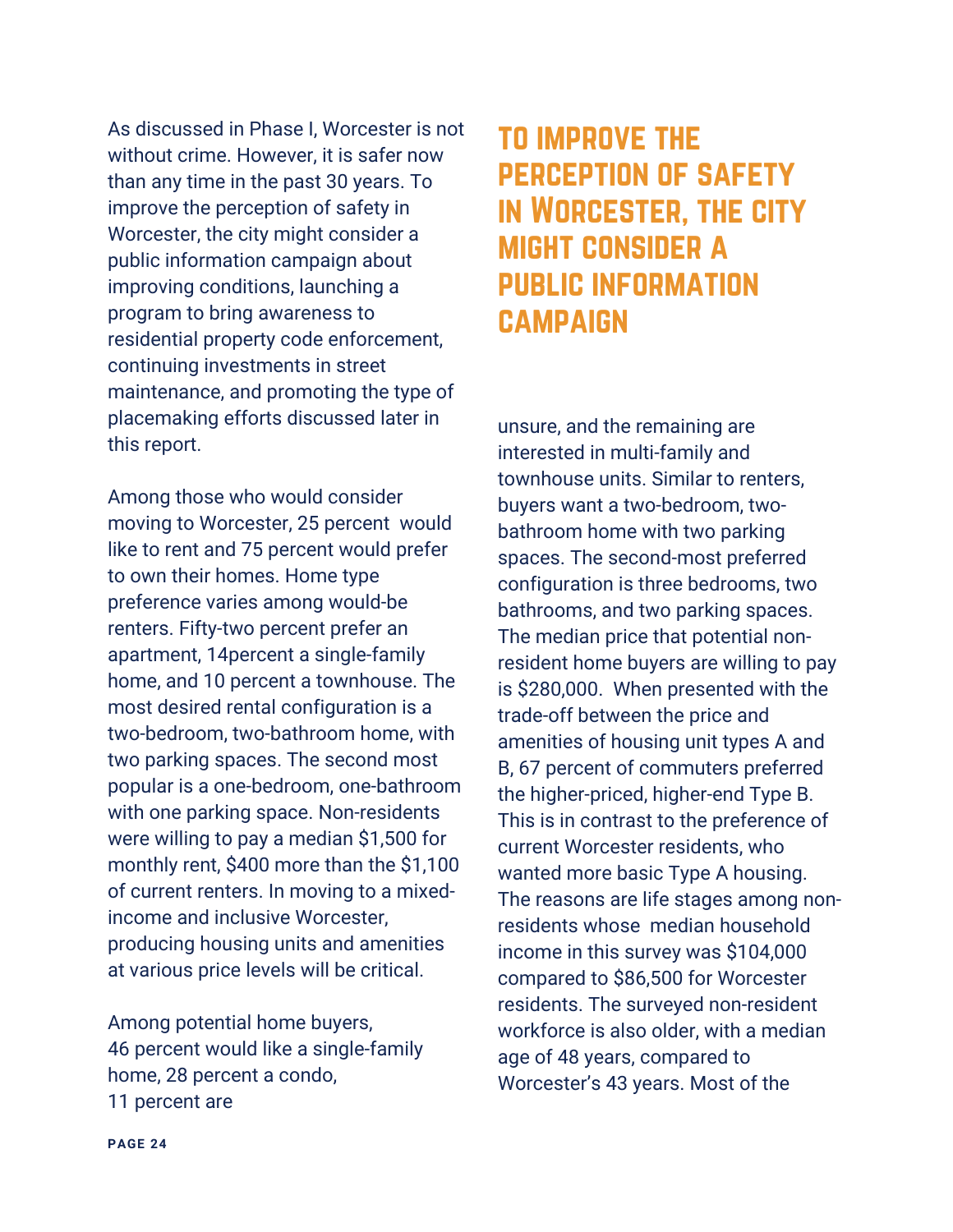As discussed in Phase I, Worcester is not without crime. However, it is safer now than any time in the past 30 years. To improve the perception of safety in Worcester, the city might consider a public information campaign about improving conditions, launching a program to bring awareness to residential property code enforcement, continuing investments in street maintenance, and promoting the type of placemaking efforts discussed later in this report.

## TO IMPROVE THE PERCEPTION OF SAFETY IN WORCESTER, THE CITY MIGHT CONSIDER A PUBLIC INFORMATION CAMPAIGN

Among those who would consider moving to Worcester, 25 percent would like to rent and 75 percent would prefer to own their homes. Home type preference varies among would-be renters. Fifty-two percent prefer an apartment, 14percent a single-family home, and 10 percent a townhouse. The most desired rental configuration is a two-bedroom, two-bathroom home, with two parking spaces. The second most popular is a one-bedroom, one-bathroom with one parking space. Non-residents were willing to pay a median $1,500 for monthly rent, $400 more than the $1,100 of current renters. In moving to a mixed-income and inclusive Worcester, producing housing units and amenities at various price levels will be critical.

Among potential home buyers, 46 percent would like a single-family home, 28 percent a condo, 11 percent are unsure, and the remaining are interested in multi-family and townhouse units. Similar to renters, buyers want a two-bedroom, two-bathroom home with two parking spaces. The second-most preferred configuration is three bedrooms, two bathrooms, and two parking spaces. The median price that potential non-resident home buyers are willing to pay is $280,000. When presented with the trade-off between the price and amenities of housing unit types A and B, 67 percent of commuters preferred the higher-priced, higher-end Type B. This is in contrast to the preference of current Worcester residents, who wanted more basic Type A housing. The reasons are life stages among non-residents whose median household income in this survey was $104,000 compared to $86,500 for Worcester residents. The surveyed non-resident workforce is also older, with a median age of 48 years, compared to Worcester's 43 years. Most of the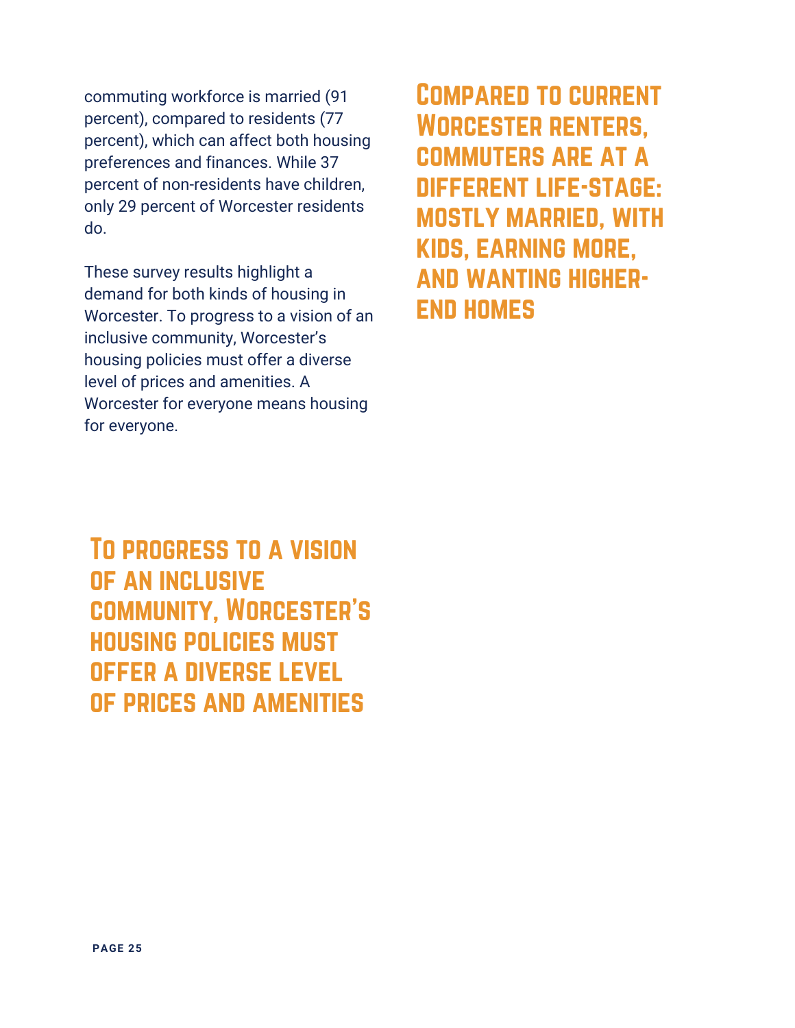commuting workforce is married (91 percent), compared to residents (77 percent), which can affect both housing preferences and finances. While 37 percent of non-residents have children, only 29 percent of Worcester residents do.

These survey results highlight a demand for both kinds of housing in Worcester. To progress to a vision of an inclusive community, Worcester's housing policies must offer a diverse level of prices and amenities. A Worcester for everyone means housing for everyone.

**Compared to current Worcester renters, commuters are at a different life-stage: mostly married, with kids, earning more, and wanting higher-end homes**

**To progress to a vision of an inclusive community, Worcester's housing policies must offer a diverse level of prices and amenities**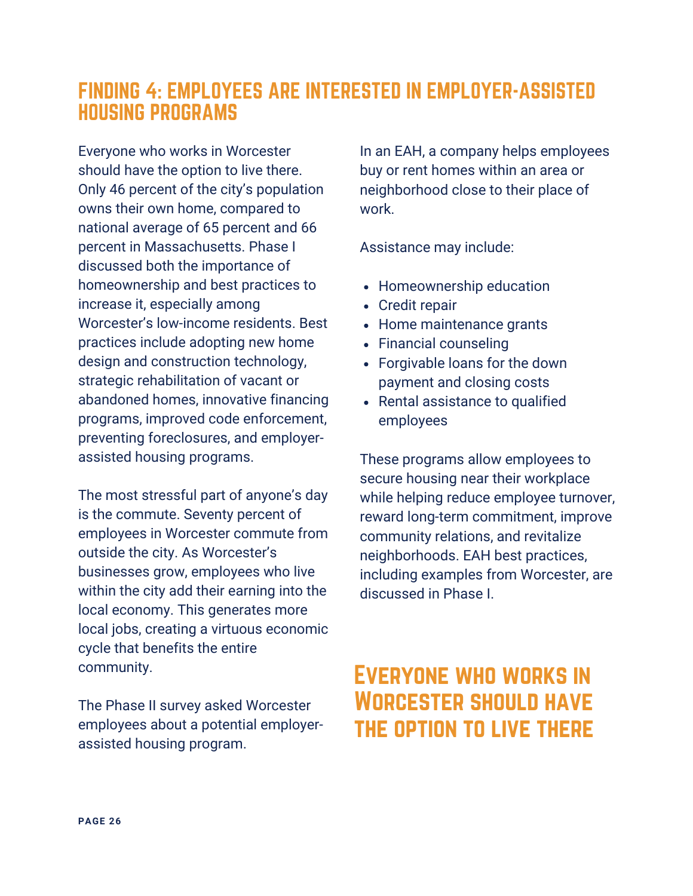## FINDING 4: EMPLOYEES ARE INTERESTED IN EMPLOYER-ASSISTED HOUSING PROGRAMS

Everyone who works in Worcester should have the option to live there. Only 46 percent of the city's population owns their own home, compared to national average of 65 percent and 66 percent in Massachusetts. Phase I discussed both the importance of homeownership and best practices to increase it, especially among Worcester's low-income residents. Best practices include adopting new home design and construction technology, strategic rehabilitation of vacant or abandoned homes, innovative financing programs, improved code enforcement, preventing foreclosures, and employer-assisted housing programs.

The most stressful part of anyone's day is the commute. Seventy percent of employees in Worcester commute from outside the city. As Worcester's businesses grow, employees who live within the city add their earning into the local economy. This generates more local jobs, creating a virtuous economic cycle that benefits the entire community.

The Phase II survey asked Worcester employees about a potential employer-assisted housing program.

In an EAH, a company helps employees buy or rent homes within an area or neighborhood close to their place of work.

Assistance may include:

- Homeownership education
- Credit repair
- Home maintenance grants
- Financial counseling
- Forgivable loans for the down payment and closing costs
- Rental assistance to qualified employees

These programs allow employees to secure housing near their workplace while helping reduce employee turnover, reward long-term commitment, improve community relations, and revitalize neighborhoods. EAH best practices, including examples from Worcester, are discussed in Phase I.

### Everyone who works in Worcester should have the option to live there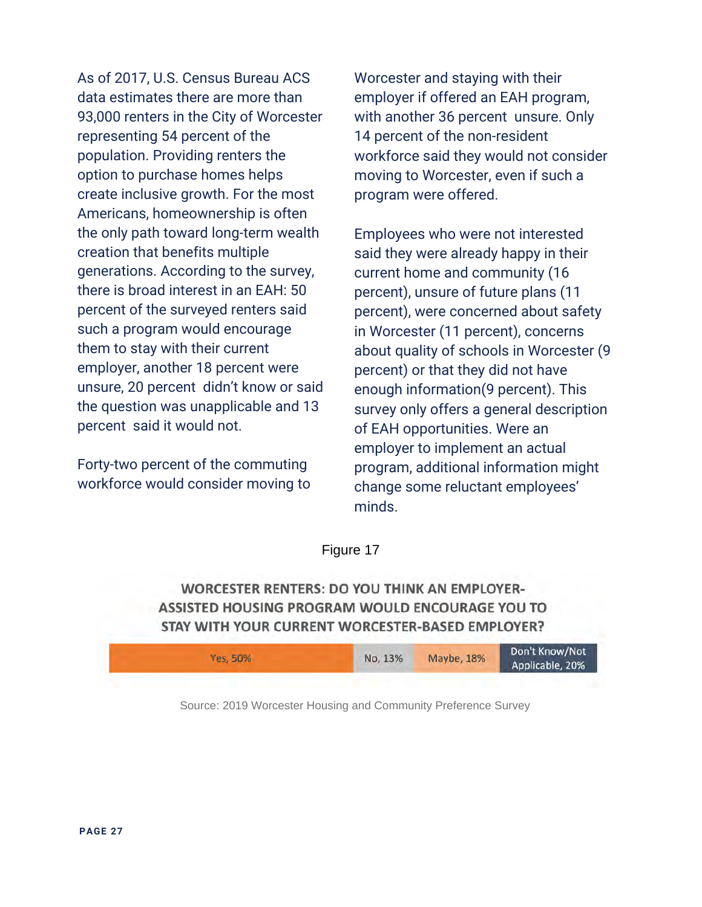As of 2017, U.S. Census Bureau ACS data estimates there are more than 93,000 renters in the City of Worcester representing 54 percent of the population. Providing renters the option to purchase homes helps create inclusive growth. For the most Americans, homeownership is often the only path toward long-term wealth creation that benefits multiple generations. According to the survey, there is broad interest in an EAH: 50 percent of the surveyed renters said such a program would encourage them to stay with their current employer, another 18 percent were unsure, 20 percent didn't know or said the question was unapplicable and 13 percent said it would not.

Forty-two percent of the commuting workforce would consider moving to Worcester and staying with their employer if offered an EAH program, with another 36 percent unsure. Only 14 percent of the non-resident workforce said they would not consider moving to Worcester, even if such a program were offered.

Employees who were not interested said they were already happy in their current home and community (16 percent), unsure of future plans (11 percent), were concerned about safety in Worcester (11 percent), concerns about quality of schools in Worcester (9 percent) or that they did not have enough information(9 percent). This survey only offers a general description of EAH opportunities. Were an employer to implement an actual program, additional information might change some reluctant employees' minds.

Figure 17

**WORCESTER RENTERS: DO YOU THINK AN EMPLOYER-ASSISTED HOUSING PROGRAM WOULD ENCOURAGE YOU TO STAY WITH YOUR CURRENT WORCESTER-BASED EMPLOYER?**

| Yes | No | Maybe | Don't Know/Not Applicable |
|---|---|---|---|
| 50% | 13% | 18% | 20% |

Source: 2019 Worcester Housing and Community Preference Survey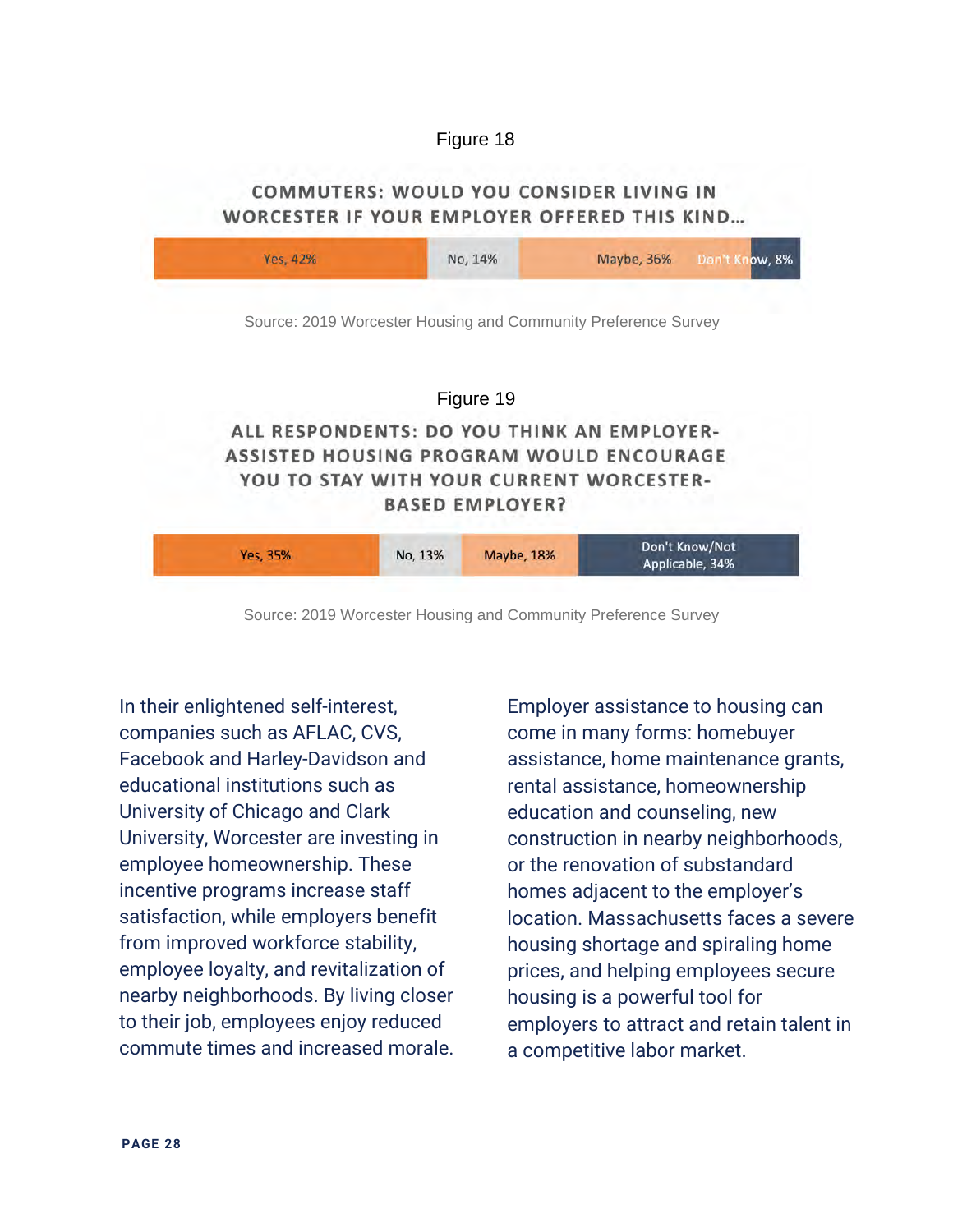Figure 18

**COMMUTERS: WOULD YOU CONSIDER LIVING IN WORCESTER IF YOUR EMPLOYER OFFERED THIS KIND...**

| Yes, 42% | No, 14% | Maybe, 36% | Don't Know, 8% |
| --- | --- | --- | --- |

Source: 2019 Worcester Housing and Community Preference Survey

Figure 19

**ALL RESPONDENTS: DO YOU THINK AN EMPLOYER-ASSISTED HOUSING PROGRAM WOULD ENCOURAGE YOU TO STAY WITH YOUR CURRENT WORCESTER-BASED EMPLOYER?**

| Yes, 35% | No, 13% | Maybe, 18% | Don't Know/Not Applicable, 34% |
| --- | --- | --- | --- |

Source: 2019 Worcester Housing and Community Preference Survey

In their enlightened self-interest, companies such as AFLAC, CVS, Facebook and Harley-Davidson and educational institutions such as University of Chicago and Clark University, Worcester are investing in employee homeownership. These incentive programs increase staff satisfaction, while employers benefit from improved workforce stability, employee loyalty, and revitalization of nearby neighborhoods. By living closer to their job, employees enjoy reduced commute times and increased morale.

Employer assistance to housing can come in many forms: homebuyer assistance, home maintenance grants, rental assistance, homeownership education and counseling, new construction in nearby neighborhoods, or the renovation of substandard homes adjacent to the employer's location. Massachusetts faces a severe housing shortage and spiraling home prices, and helping employees secure housing is a powerful tool for employers to attract and retain talent in a competitive labor market.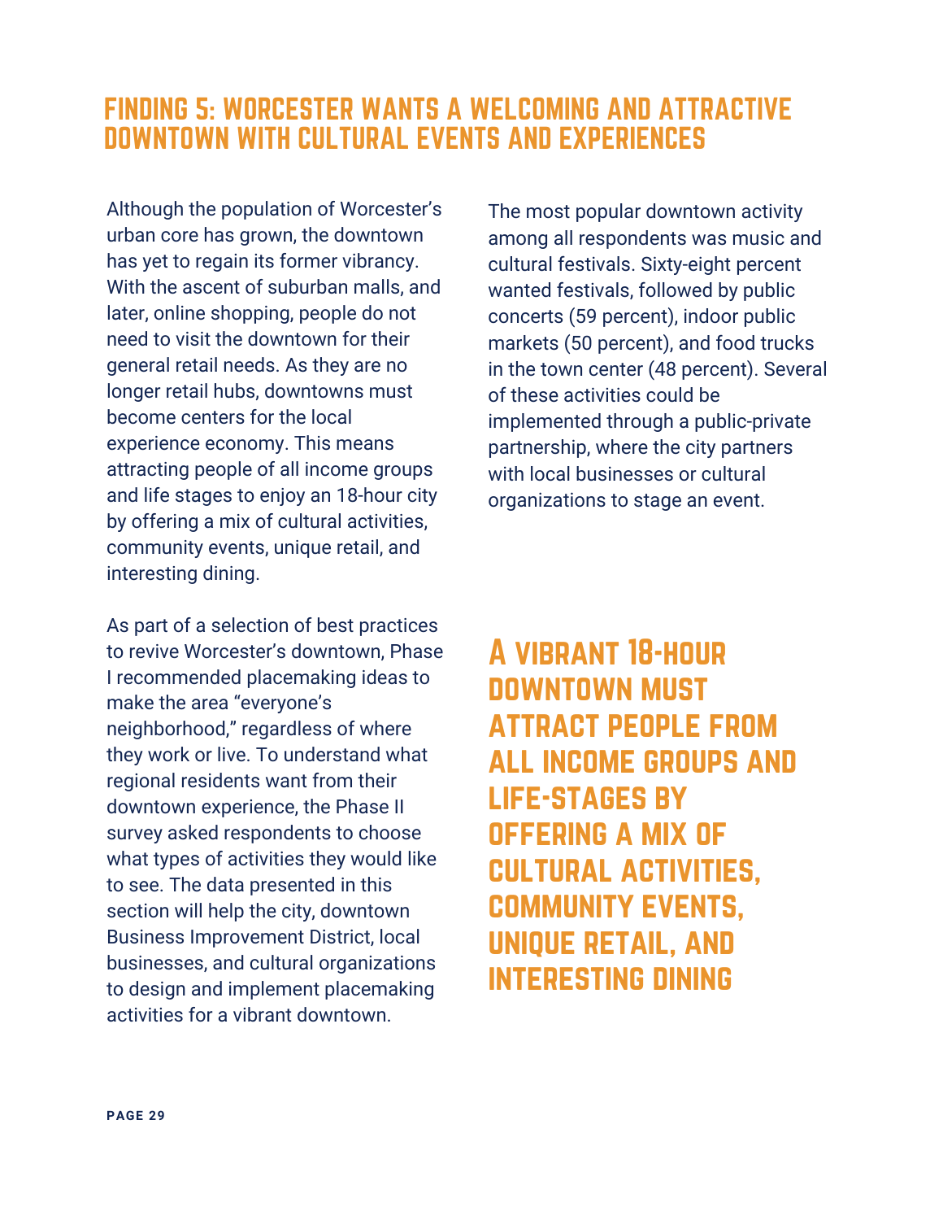## FINDING 5: WORCESTER WANTS A WELCOMING AND ATTRACTIVE DOWNTOWN WITH CULTURAL EVENTS AND EXPERIENCES

Although the population of Worcester's urban core has grown, the downtown has yet to regain its former vibrancy. With the ascent of suburban malls, and later, online shopping, people do not need to visit the downtown for their general retail needs. As they are no longer retail hubs, downtowns must become centers for the local experience economy. This means attracting people of all income groups and life stages to enjoy an 18-hour city by offering a mix of cultural activities, community events, unique retail, and interesting dining.

As part of a selection of best practices to revive Worcester's downtown, Phase I recommended placemaking ideas to make the area "everyone's neighborhood," regardless of where they work or live. To understand what regional residents want from their downtown experience, the Phase II survey asked respondents to choose what types of activities they would like to see. The data presented in this section will help the city, downtown Business Improvement District, local businesses, and cultural organizations to design and implement placemaking activities for a vibrant downtown.

The most popular downtown activity among all respondents was music and cultural festivals. Sixty-eight percent wanted festivals, followed by public concerts (59 percent), indoor public markets (50 percent), and food trucks in the town center (48 percent). Several of these activities could be implemented through a public-private partnership, where the city partners with local businesses or cultural organizations to stage an event.

**A VIBRANT 18-HOUR DOWNTOWN MUST ATTRACT PEOPLE FROM ALL INCOME GROUPS AND LIFE-STAGES BY OFFERING A MIX OF CULTURAL ACTIVITIES, COMMUNITY EVENTS, UNIQUE RETAIL, AND INTERESTING DINING**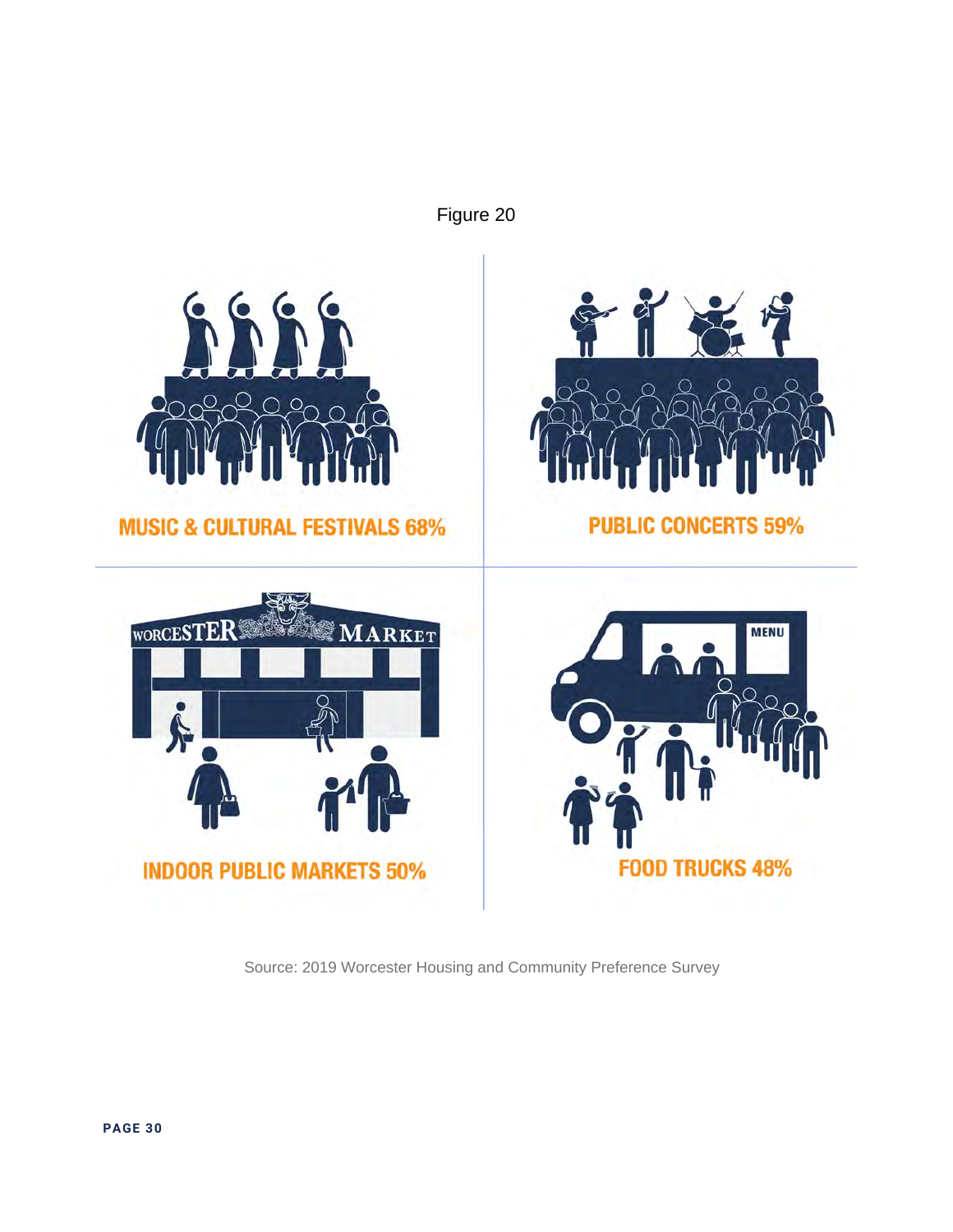Figure 20

MUSIC & CULTURAL FESTIVALS 68%

PUBLIC CONCERTS 59%

INDOOR PUBLIC MARKETS 50%

FOOD TRUCKS 48%

Source: 2019 Worcester Housing and Community Preference Survey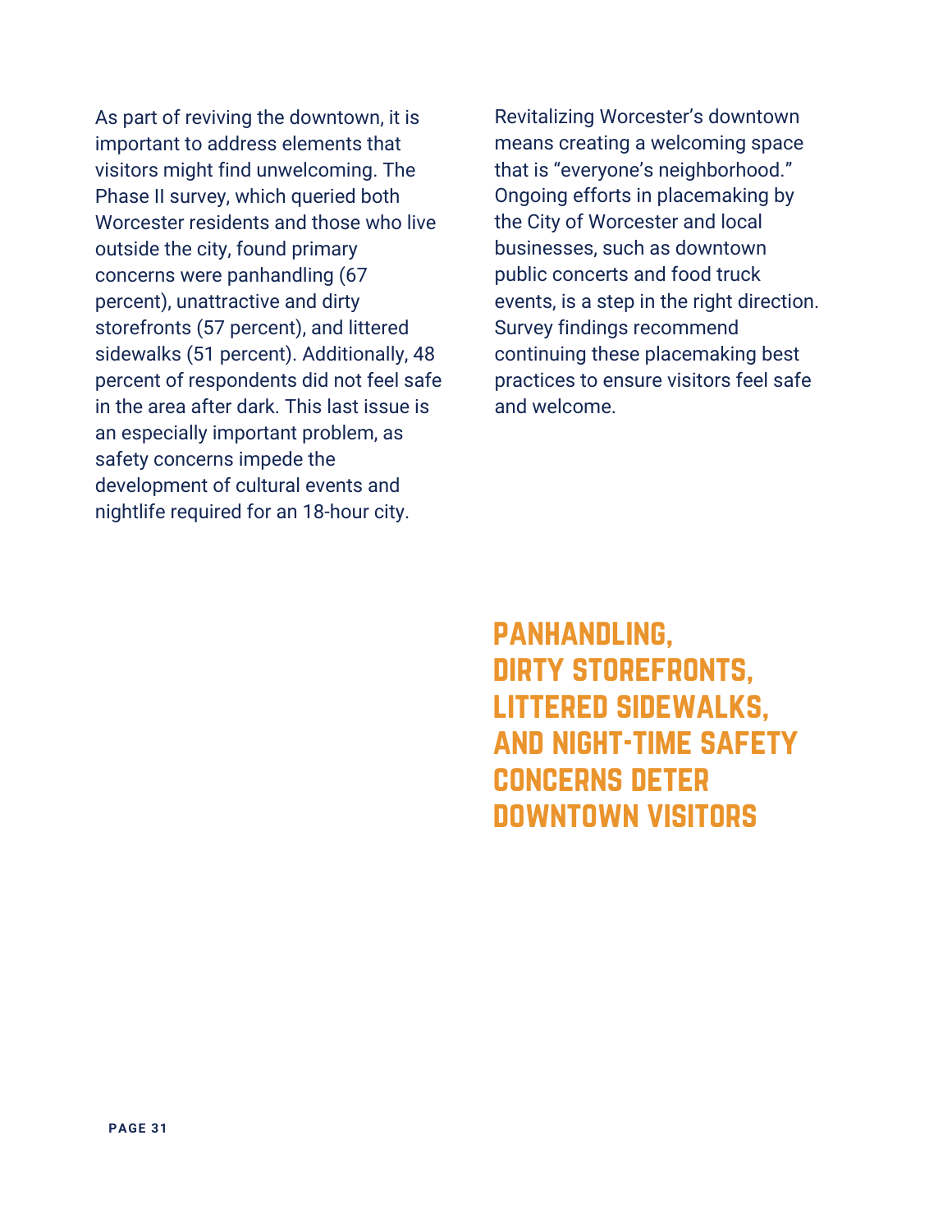As part of reviving the downtown, it is important to address elements that visitors might find unwelcoming. The Phase II survey, which queried both Worcester residents and those who live outside the city, found primary concerns were panhandling (67 percent), unattractive and dirty storefronts (57 percent), and littered sidewalks (51 percent). Additionally, 48 percent of respondents did not feel safe in the area after dark. This last issue is an especially important problem, as safety concerns impede the development of cultural events and nightlife required for an 18-hour city.

Revitalizing Worcester's downtown means creating a welcoming space that is "everyone's neighborhood." Ongoing efforts in placemaking by the City of Worcester and local businesses, such as downtown public concerts and food truck events, is a step in the right direction. Survey findings recommend continuing these placemaking best practices to ensure visitors feel safe and welcome.

## PANHANDLING, DIRTY STOREFRONTS, LITTERED SIDEWALKS, AND NIGHT-TIME SAFETY CONCERNS DETER DOWNTOWN VISITORS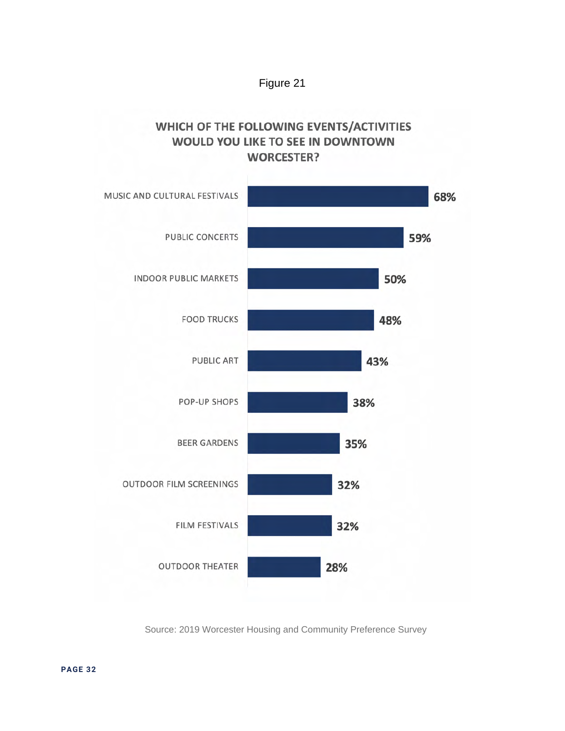Figure 21

**WHICH OF THE FOLLOWING EVENTS/ACTIVITIES WOULD YOU LIKE TO SEE IN DOWNTOWN WORCESTER?**

| Event/Activity | Percent |
| --- | --- |
| MUSIC AND CULTURAL FESTIVALS | 68% |
| PUBLIC CONCERTS | 59% |
| INDOOR PUBLIC MARKETS | 50% |
| FOOD TRUCKS | 48% |
| PUBLIC ART | 43% |
| POP-UP SHOPS | 38% |
| BEER GARDENS | 35% |
| OUTDOOR FILM SCREENINGS | 32% |
| FILM FESTIVALS | 32% |
| OUTDOOR THEATER | 28% |

Source: 2019 Worcester Housing and Community Preference Survey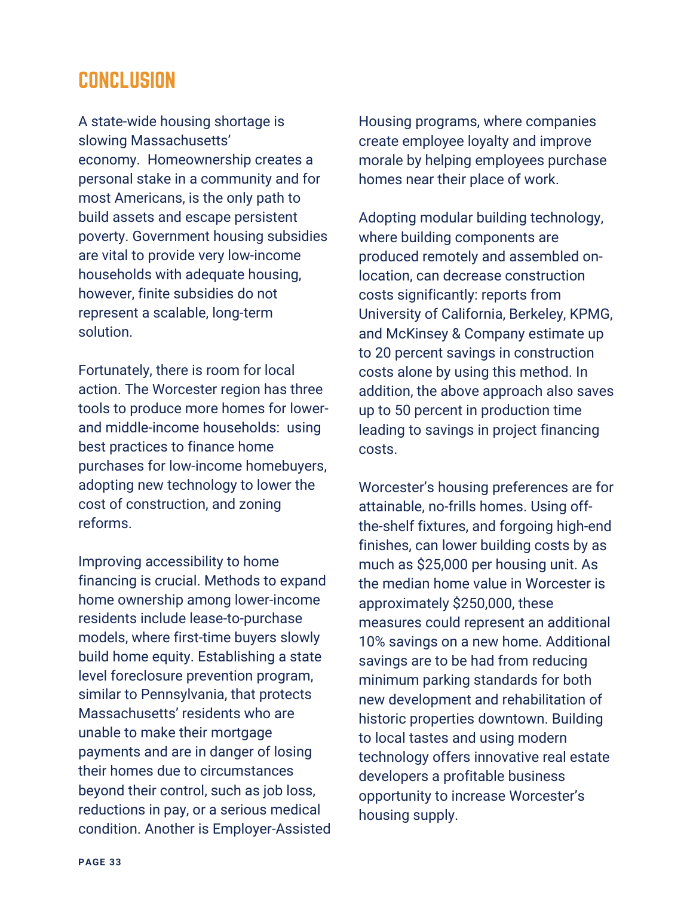## CONCLUSION

A state-wide housing shortage is slowing Massachusetts' economy. Homeownership creates a personal stake in a community and for most Americans, is the only path to build assets and escape persistent poverty. Government housing subsidies are vital to provide very low-income households with adequate housing, however, finite subsidies do not represent a scalable, long-term solution.

Fortunately, there is room for local action. The Worcester region has three tools to produce more homes for lower- and middle-income households: using best practices to finance home purchases for low-income homebuyers, adopting new technology to lower the cost of construction, and zoning reforms.

Improving accessibility to home financing is crucial. Methods to expand home ownership among lower-income residents include lease-to-purchase models, where first-time buyers slowly build home equity. Establishing a state level foreclosure prevention program, similar to Pennsylvania, that protects Massachusetts' residents who are unable to make their mortgage payments and are in danger of losing their homes due to circumstances beyond their control, such as job loss, reductions in pay, or a serious medical condition. Another is Employer-Assisted Housing programs, where companies create employee loyalty and improve morale by helping employees purchase homes near their place of work.

Adopting modular building technology, where building components are produced remotely and assembled on-location, can decrease construction costs significantly: reports from University of California, Berkeley, KPMG, and McKinsey & Company estimate up to 20 percent savings in construction costs alone by using this method. In addition, the above approach also saves up to 50 percent in production time leading to savings in project financing costs.

Worcester's housing preferences are for attainable, no-frills homes. Using off-the-shelf fixtures, and forgoing high-end finishes, can lower building costs by as much as $25,000 per housing unit. As the median home value in Worcester is approximately $250,000, these measures could represent an additional 10% savings on a new home. Additional savings are to be had from reducing minimum parking standards for both new development and rehabilitation of historic properties downtown. Building to local tastes and using modern technology offers innovative real estate developers a profitable business opportunity to increase Worcester's housing supply.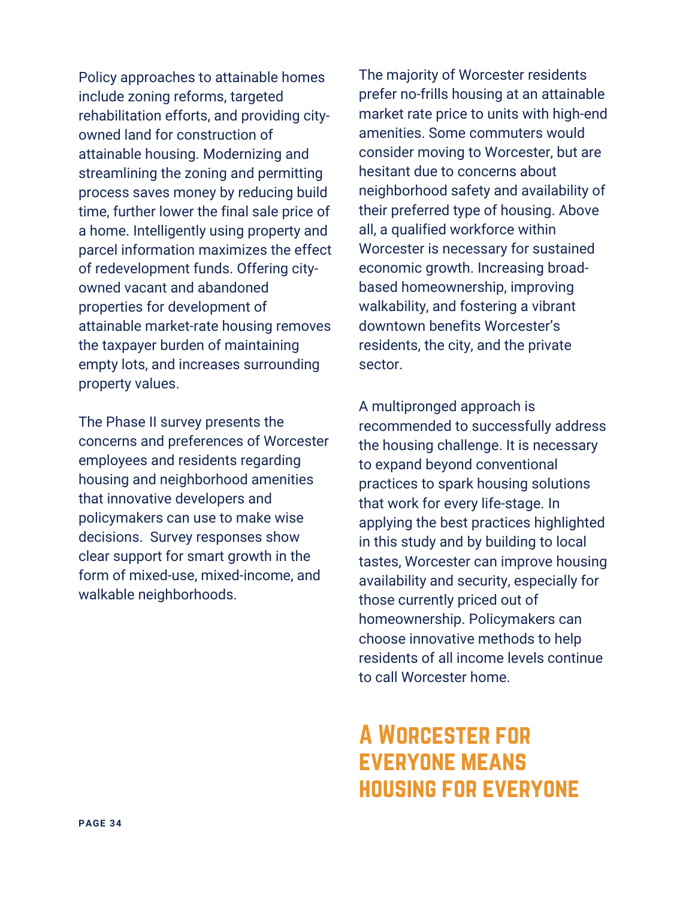Policy approaches to attainable homes include zoning reforms, targeted rehabilitation efforts, and providing city-owned land for construction of attainable housing. Modernizing and streamlining the zoning and permitting process saves money by reducing build time, further lower the final sale price of a home. Intelligently using property and parcel information maximizes the effect of redevelopment funds. Offering city-owned vacant and abandoned properties for development of attainable market-rate housing removes the taxpayer burden of maintaining empty lots, and increases surrounding property values.

The Phase II survey presents the concerns and preferences of Worcester employees and residents regarding housing and neighborhood amenities that innovative developers and policymakers can use to make wise decisions. Survey responses show clear support for smart growth in the form of mixed-use, mixed-income, and walkable neighborhoods.

The majority of Worcester residents prefer no-frills housing at an attainable market rate price to units with high-end amenities. Some commuters would consider moving to Worcester, but are hesitant due to concerns about neighborhood safety and availability of their preferred type of housing. Above all, a qualified workforce within Worcester is necessary for sustained economic growth. Increasing broad-based homeownership, improving walkability, and fostering a vibrant downtown benefits Worcester's residents, the city, and the private sector.

A multipronged approach is recommended to successfully address the housing challenge. It is necessary to expand beyond conventional practices to spark housing solutions that work for every life-stage. In applying the best practices highlighted in this study and by building to local tastes, Worcester can improve housing availability and security, especially for those currently priced out of homeownership. Policymakers can choose innovative methods to help residents of all income levels continue to call Worcester home.

## A Worcester for Everyone Means Housing for Everyone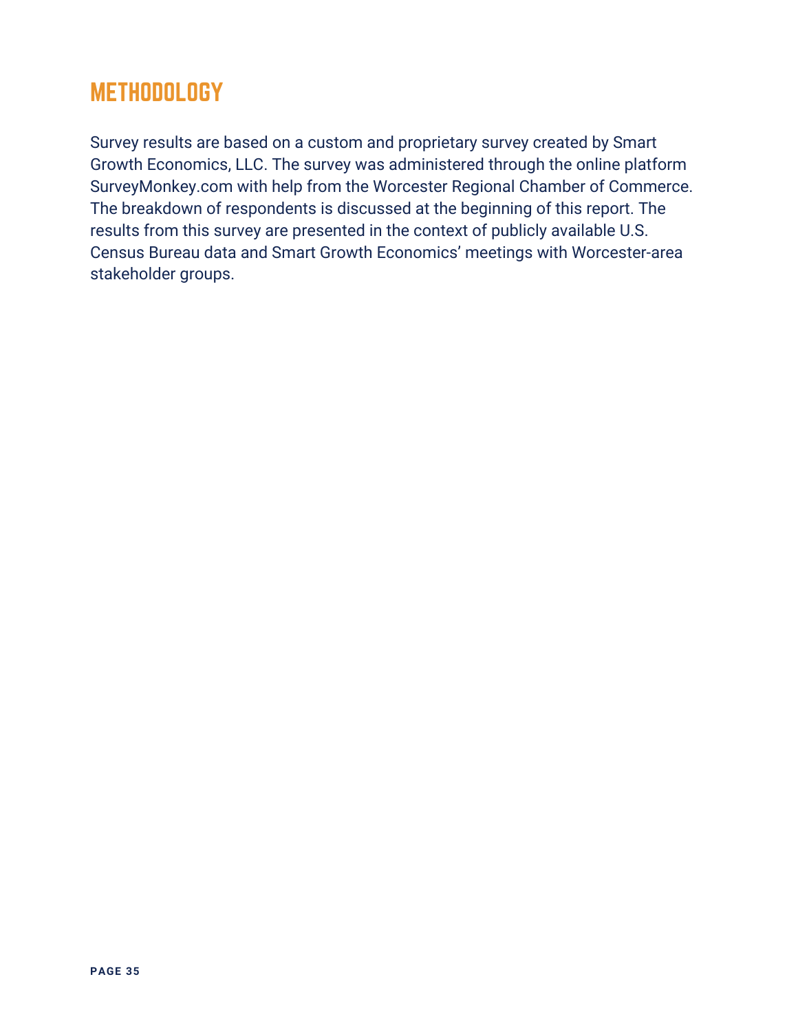# METHODOLOGY

Survey results are based on a custom and proprietary survey created by Smart Growth Economics, LLC. The survey was administered through the online platform SurveyMonkey.com with help from the Worcester Regional Chamber of Commerce. The breakdown of respondents is discussed at the beginning of this report. The results from this survey are presented in the context of publicly available U.S. Census Bureau data and Smart Growth Economics' meetings with Worcester-area stakeholder groups.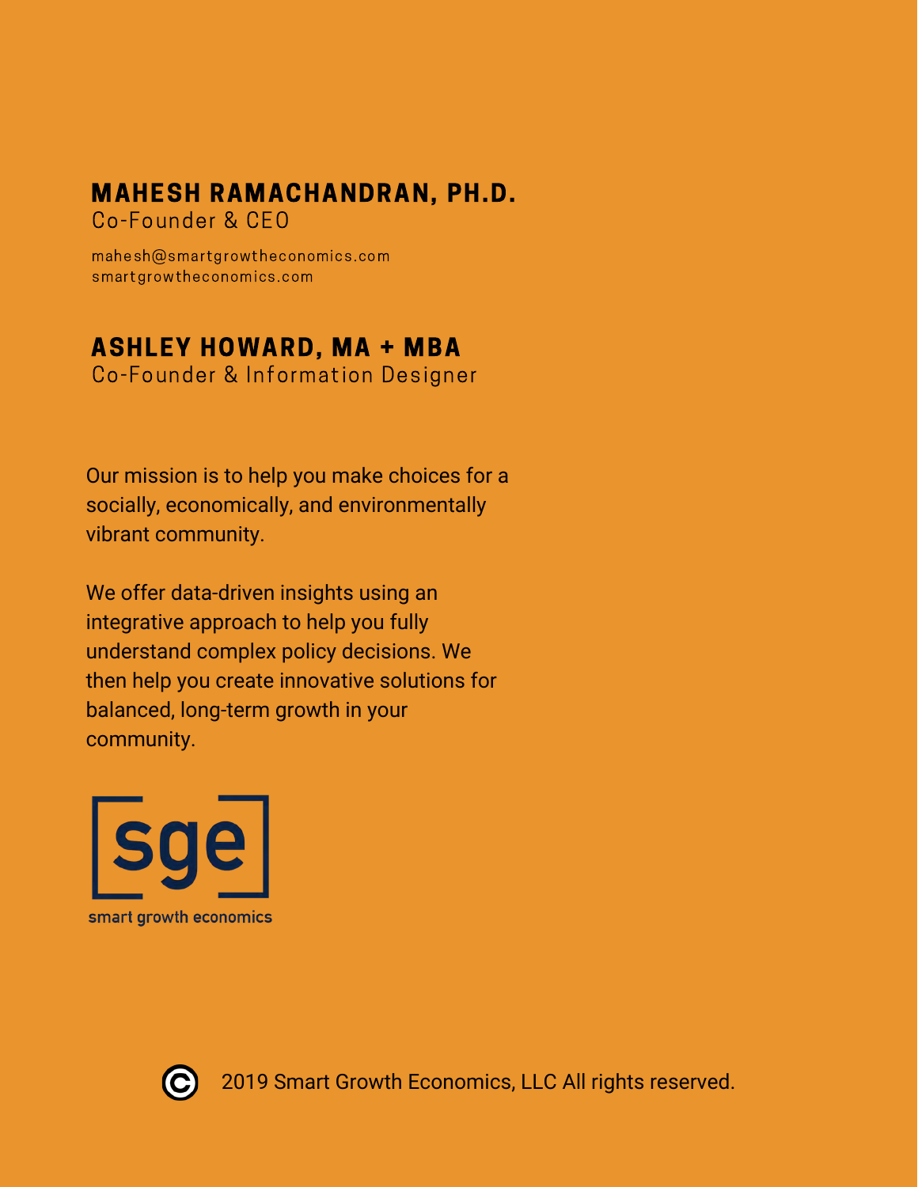**MAHESH RAMACHANDRAN, PH.D.**
Co-Founder & CEO

mahesh@smartgrowtheconomics.com
smartgrowtheconomics.com

**ASHLEY HOWARD, MA + MBA**
Co-Founder & Information Designer

Our mission is to help you make choices for a socially, economically, and environmentally vibrant community.

We offer data-driven insights using an integrative approach to help you fully understand complex policy decisions. We then help you create innovative solutions for balanced, long-term growth in your community.

[sge]
smart growth economics

© 2019 Smart Growth Economics, LLC All rights reserved.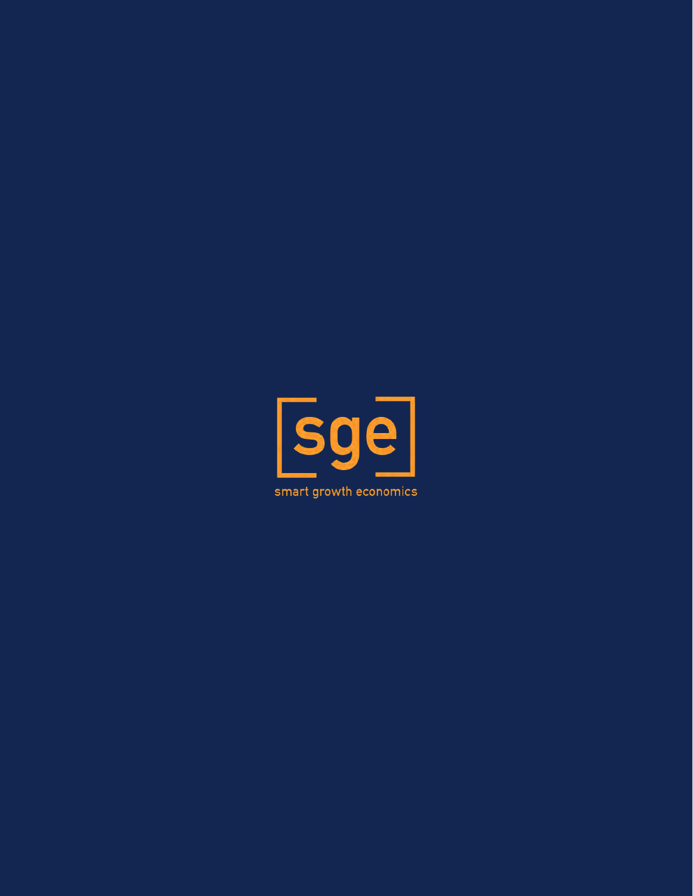[sge]

smart growth economics